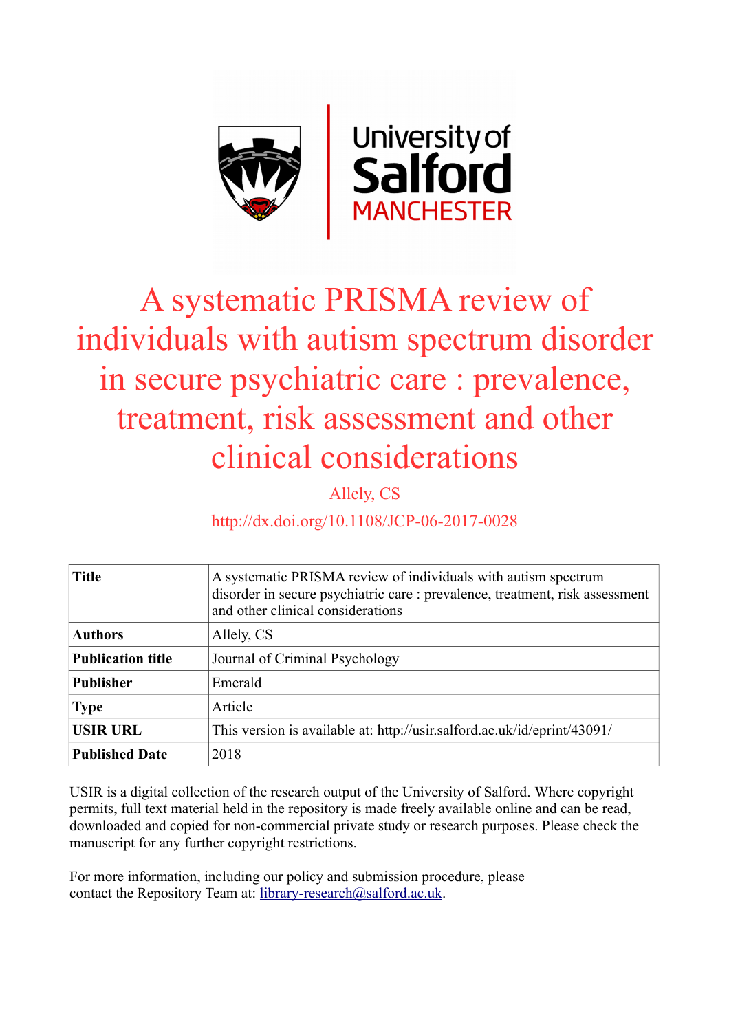# A systematic PRISMA review of individuals with autism spectrum disorder in secure psychiatric care : prevalence, treatment, risk assessment and other clinical considerations

Allely, CS

http://dx.doi.org/10.1108/JCP-06-2017-0028

| **Title** | A systematic PRISMA review of individuals with autism spectrum disorder in secure psychiatric care : prevalence, treatment, risk assessment and other clinical considerations |
|---|---|
| **Authors** | Allely, CS |
| **Publication title** | Journal of Criminal Psychology |
| **Publisher** | Emerald |
| **Type** | Article |
| **USIR URL** | This version is available at: http://usir.salford.ac.uk/id/eprint/43091/ |
| **Published Date** | 2018 |

USIR is a digital collection of the research output of the University of Salford. Where copyright permits, full text material held in the repository is made freely available online and can be read, downloaded and copied for non-commercial private study or research purposes. Please check the manuscript for any further copyright restrictions.

For more information, including our policy and submission procedure, please contact the Repository Team at: library-research@salford.ac.uk.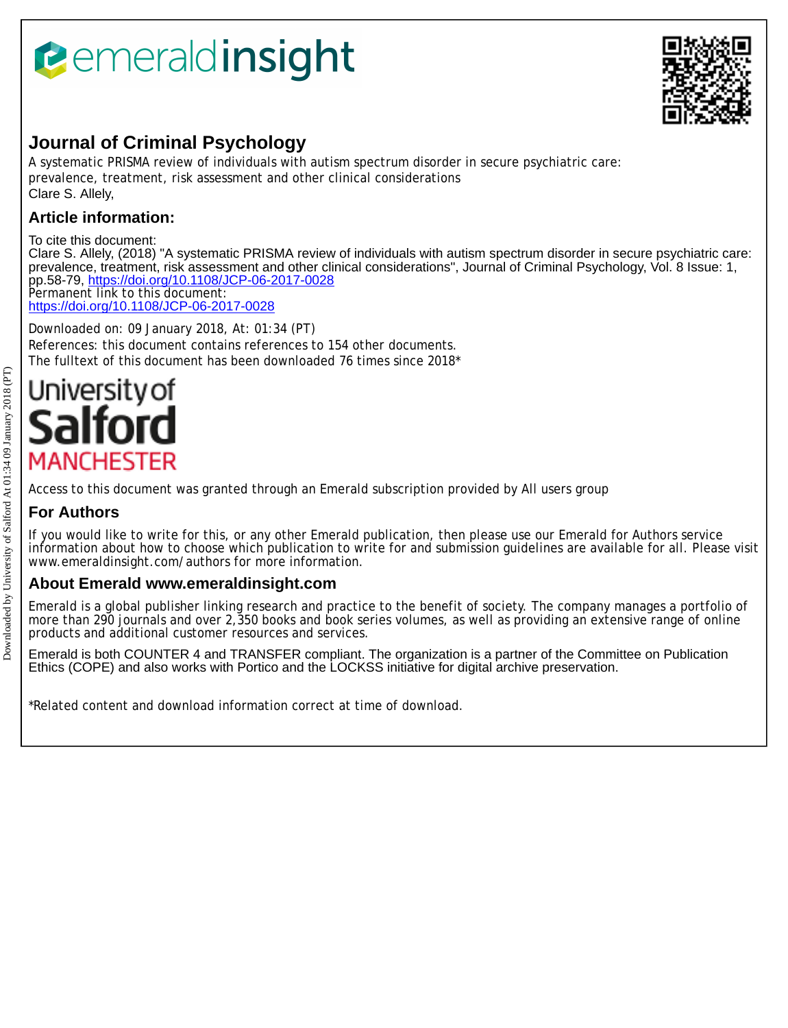# Journal of Criminal Psychology

A systematic PRISMA review of individuals with autism spectrum disorder in secure psychiatric care: prevalence, treatment, risk assessment and other clinical considerations

Clare S. Allely,

## Article information:

To cite this document:
Clare S. Allely, (2018) "A systematic PRISMA review of individuals with autism spectrum disorder in secure psychiatric care: prevalence, treatment, risk assessment and other clinical considerations", Journal of Criminal Psychology, Vol. 8 Issue: 1, pp.58-79, https://doi.org/10.1108/JCP-06-2017-0028
Permanent link to this document:
https://doi.org/10.1108/JCP-06-2017-0028

Downloaded on: 09 January 2018, At: 01:34 (PT)
References: this document contains references to 154 other documents.
The fulltext of this document has been downloaded 76 times since 2018*

Access to this document was granted through an Emerald subscription provided by All users group

## For Authors

If you would like to write for this, or any other Emerald publication, then please use our Emerald for Authors service information about how to choose which publication to write for and submission guidelines are available for all. Please visit www.emeraldinsight.com/authors for more information.

## About Emerald www.emeraldinsight.com

Emerald is a global publisher linking research and practice to the benefit of society. The company manages a portfolio of more than 290 journals and over 2,350 books and book series volumes, as well as providing an extensive range of online products and additional customer resources and services.

Emerald is both COUNTER 4 and TRANSFER compliant. The organization is a partner of the Committee on Publication Ethics (COPE) and also works with Portico and the LOCKSS initiative for digital archive preservation.

*Related content and download information correct at time of download.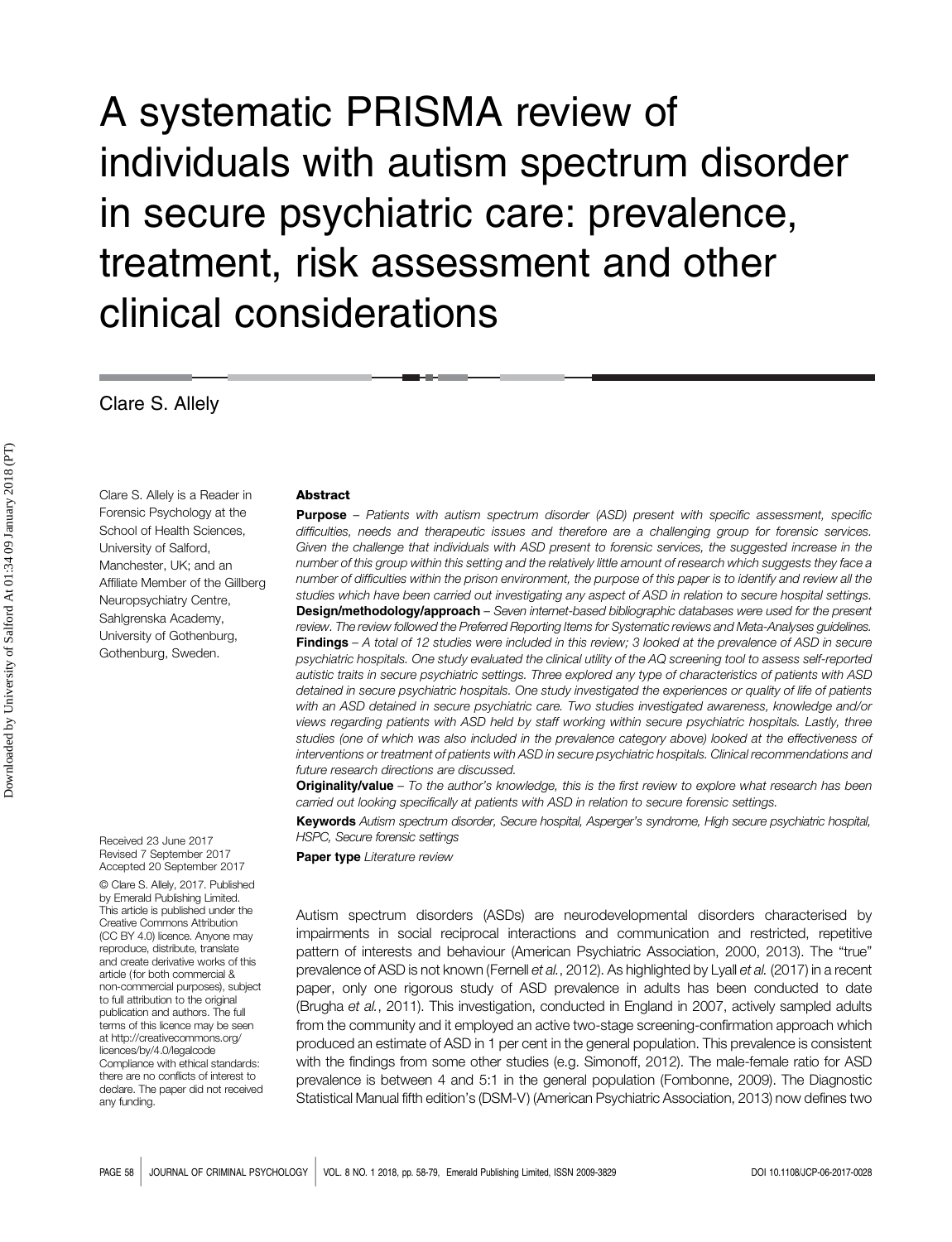# A systematic PRISMA review of individuals with autism spectrum disorder in secure psychiatric care: prevalence, treatment, risk assessment and other clinical considerations

Clare S. Allely

Clare S. Allely is a Reader in Forensic Psychology at the School of Health Sciences, University of Salford, Manchester, UK; and an Affiliate Member of the Gillberg Neuropsychiatry Centre, Sahlgrenska Academy, University of Gothenburg, Gothenburg, Sweden.

## Abstract

**Purpose** – *Patients with autism spectrum disorder (ASD) present with specific assessment, specific difficulties, needs and therapeutic issues and therefore are a challenging group for forensic services. Given the challenge that individuals with ASD present to forensic services, the suggested increase in the number of this group within this setting and the relatively little amount of research which suggests they face a number of difficulties within the prison environment, the purpose of this paper is to identify and review all the studies which have been carried out investigating any aspect of ASD in relation to secure hospital settings.*

**Design/methodology/approach** – *Seven internet-based bibliographic databases were used for the present review. The review followed the Preferred Reporting Items for Systematic reviews and Meta-Analyses guidelines.*

**Findings** – *A total of 12 studies were included in this review; 3 looked at the prevalence of ASD in secure psychiatric hospitals. One study evaluated the clinical utility of the AQ screening tool to assess self-reported autistic traits in secure psychiatric settings. Three explored any type of characteristics of patients with ASD detained in secure psychiatric hospitals. One study investigated the experiences or quality of life of patients with an ASD detained in secure psychiatric care. Two studies investigated awareness, knowledge and/or views regarding patients with ASD held by staff working within secure psychiatric hospitals. Lastly, three studies (one of which was also included in the prevalence category above) looked at the effectiveness of interventions or treatment of patients with ASD in secure psychiatric hospitals. Clinical recommendations and future research directions are discussed.*

**Originality/value** – *To the author's knowledge, this is the first review to explore what research has been carried out looking specifically at patients with ASD in relation to secure forensic settings.*

**Keywords** *Autism spectrum disorder, Secure hospital, Asperger's syndrome, High secure psychiatric hospital, HSPC, Secure forensic settings*

**Paper type** *Literature review*

Received 23 June 2017
Revised 7 September 2017
Accepted 20 September 2017

© Clare S. Allely, 2017. Published by Emerald Publishing Limited. This article is published under the Creative Commons Attribution (CC BY 4.0) licence. Anyone may reproduce, distribute, translate and create derivative works of this article (for both commercial & non-commercial purposes), subject to full attribution to the original publication and authors. The full terms of this licence may be seen at http://creativecommons.org/licences/by/4.0/legalcode
Compliance with ethical standards: there are no conflicts of interest to declare. The paper did not receive any funding.

Autism spectrum disorders (ASDs) are neurodevelopmental disorders characterised by impairments in social reciprocal interactions and communication and restricted, repetitive pattern of interests and behaviour (American Psychiatric Association, 2000, 2013). The "true" prevalence of ASD is not known (Fernell *et al.*, 2012). As highlighted by Lyall *et al.* (2017) in a recent paper, only one rigorous study of ASD prevalence in adults has been conducted to date (Brugha *et al.*, 2011). This investigation, conducted in England in 2007, actively sampled adults from the community and it employed an active two-stage screening-confirmation approach which produced an estimate of ASD in 1 per cent in the general population. This prevalence is consistent with the findings from some other studies (e.g. Simonoff, 2012). The male-female ratio for ASD prevalence is between 4 and 5:1 in the general population (Fombonne, 2009). The Diagnostic Statistical Manual fifth edition's (DSM-V) (American Psychiatric Association, 2013) now defines two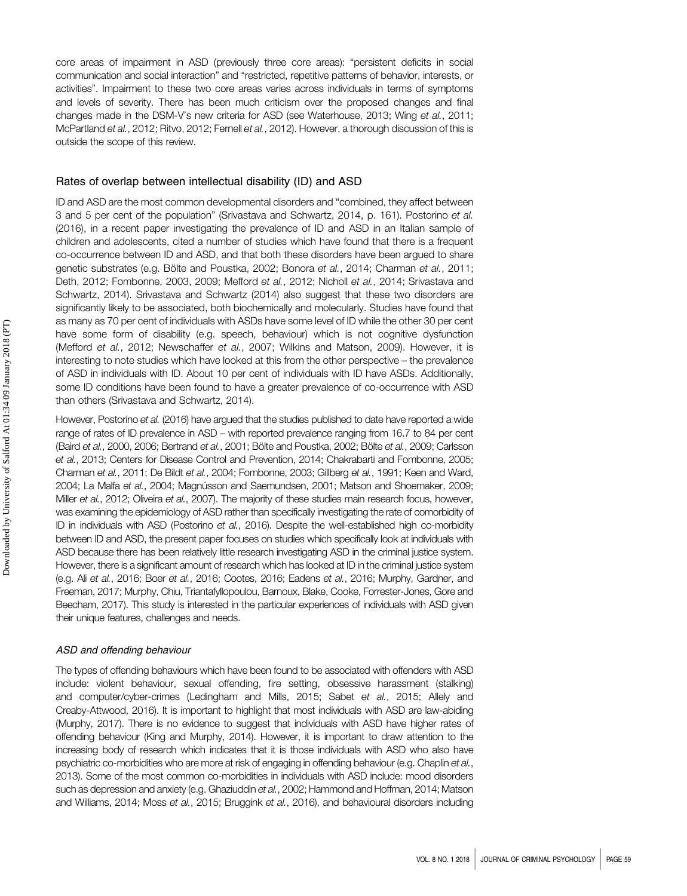core areas of impairment in ASD (previously three core areas): "persistent deficits in social communication and social interaction" and "restricted, repetitive patterns of behavior, interests, or activities". Impairment to these two core areas varies across individuals in terms of symptoms and levels of severity. There has been much criticism over the proposed changes and final changes made in the DSM-V's new criteria for ASD (see Waterhouse, 2013; Wing *et al.*, 2011; McPartland *et al.*, 2012; Ritvo, 2012; Fernell *et al.*, 2012). However, a thorough discussion of this is outside the scope of this review.

## Rates of overlap between intellectual disability (ID) and ASD

ID and ASD are the most common developmental disorders and "combined, they affect between 3 and 5 per cent of the population" (Srivastava and Schwartz, 2014, p. 161). Postorino *et al.* (2016), in a recent paper investigating the prevalence of ID and ASD in an Italian sample of children and adolescents, cited a number of studies which have found that there is a frequent co-occurrence between ID and ASD, and that both these disorders have been argued to share genetic substrates (e.g. Bölte and Poustka, 2002; Bonora *et al.*, 2014; Charman *et al.*, 2011; Deth, 2012; Fombonne, 2003, 2009; Mefford *et al.*, 2012; Nicholl *et al.*, 2014; Srivastava and Schwartz, 2014). Srivastava and Schwartz (2014) also suggest that these two disorders are significantly likely to be associated, both biochemically and molecularly. Studies have found that as many as 70 per cent of individuals with ASDs have some level of ID while the other 30 per cent have some form of disability (e.g. speech, behaviour) which is not cognitive dysfunction (Mefford *et al.*, 2012; Newschaffer *et al.*, 2007; Wilkins and Matson, 2009). However, it is interesting to note studies which have looked at this from the other perspective – the prevalence of ASD in individuals with ID. About 10 per cent of individuals with ID have ASDs. Additionally, some ID conditions have been found to have a greater prevalence of co-occurrence with ASD than others (Srivastava and Schwartz, 2014).

However, Postorino *et al.* (2016) have argued that the studies published to date have reported a wide range of rates of ID prevalence in ASD – with reported prevalence ranging from 16.7 to 84 per cent (Baird *et al.*, 2000, 2006; Bertrand *et al.*, 2001; Bölte and Poustka, 2002; Bölte *et al.*, 2009; Carlsson *et al.*, 2013; Centers for Disease Control and Prevention, 2014; Chakrabarti and Fombonne, 2005; Charman *et al.*, 2011; De Bildt *et al.*, 2004; Fombonne, 2003; Gillberg *et al.*, 1991; Keen and Ward, 2004; La Malfa *et al.*, 2004; Magnússon and Saemundsen, 2001; Matson and Shoemaker, 2009; Miller *et al.*, 2012; Oliveira *et al.*, 2007). The majority of these studies main research focus, however, was examining the epidemiology of ASD rather than specifically investigating the rate of comorbidity of ID in individuals with ASD (Postorino *et al.*, 2016). Despite the well-established high co-morbidity between ID and ASD, the present paper focuses on studies which specifically look at individuals with ASD because there has been relatively little research investigating ASD in the criminal justice system. However, there is a significant amount of research which has looked at ID in the criminal justice system (e.g. Ali *et al.*, 2016; Boer *et al.*, 2016; Cootes, 2016; Eadens *et al.*, 2016; Murphy, Gardner, and Freeman, 2017; Murphy, Chiu, Triantafyllopoulou, Barnoux, Blake, Cooke, Forrester-Jones, Gore and Beecham, 2017). This study is interested in the particular experiences of individuals with ASD given their unique features, challenges and needs.

### *ASD and offending behaviour*

The types of offending behaviours which have been found to be associated with offenders with ASD include: violent behaviour, sexual offending, fire setting, obsessive harassment (stalking) and computer/cyber-crimes (Ledingham and Mills, 2015; Sabet *et al.*, 2015; Allely and Creaby-Attwood, 2016). It is important to highlight that most individuals with ASD are law-abiding (Murphy, 2017). There is no evidence to suggest that individuals with ASD have higher rates of offending behaviour (King and Murphy, 2014). However, it is important to draw attention to the increasing body of research which indicates that it is those individuals with ASD who also have psychiatric co-morbidities who are more at risk of engaging in offending behaviour (e.g. Chaplin *et al.*, 2013). Some of the most common co-morbidities in individuals with ASD include: mood disorders such as depression and anxiety (e.g. Ghaziuddin *et al.*, 2002; Hammond and Hoffman, 2014; Matson and Williams, 2014; Moss *et al.*, 2015; Bruggink *et al.*, 2016), and behavioural disorders including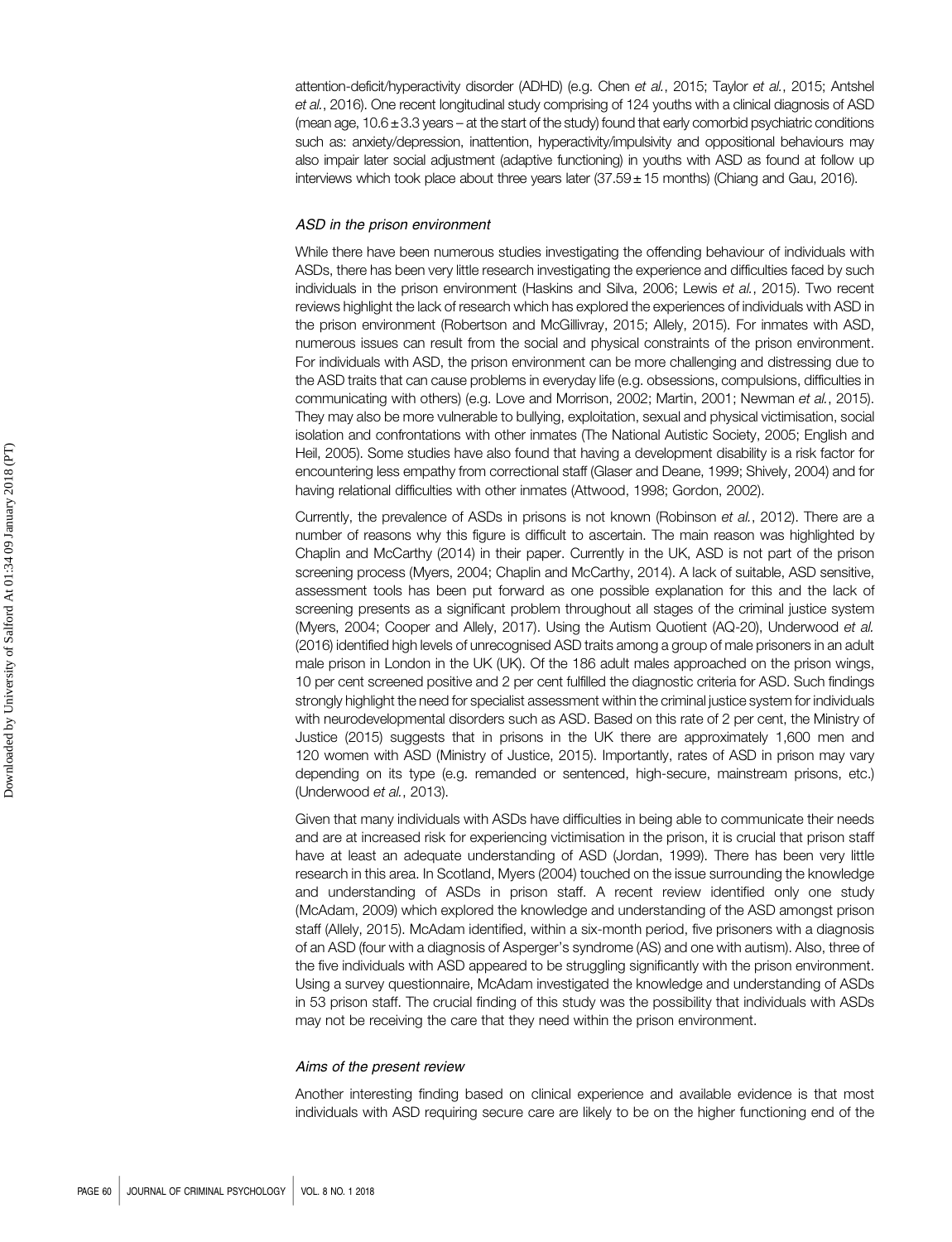attention-deficit/hyperactivity disorder (ADHD) (e.g. Chen *et al.*, 2015; Taylor *et al.*, 2015; Antshel *et al.*, 2016). One recent longitudinal study comprising of 124 youths with a clinical diagnosis of ASD (mean age, $10.6 \pm 3.3$ years – at the start of the study) found that early comorbid psychiatric conditions such as: anxiety/depression, inattention, hyperactivity/impulsivity and oppositional behaviours may also impair later social adjustment (adaptive functioning) in youths with ASD as found at follow up interviews which took place about three years later ($37.59 \pm 15$ months) (Chiang and Gau, 2016).

### *ASD in the prison environment*

While there have been numerous studies investigating the offending behaviour of individuals with ASDs, there has been very little research investigating the experience and difficulties faced by such individuals in the prison environment (Haskins and Silva, 2006; Lewis *et al.*, 2015). Two recent reviews highlight the lack of research which has explored the experiences of individuals with ASD in the prison environment (Robertson and McGillivray, 2015; Allely, 2015). For inmates with ASD, numerous issues can result from the social and physical constraints of the prison environment. For individuals with ASD, the prison environment can be more challenging and distressing due to the ASD traits that can cause problems in everyday life (e.g. obsessions, compulsions, difficulties in communicating with others) (e.g. Love and Morrison, 2002; Martin, 2001; Newman *et al.*, 2015). They may also be more vulnerable to bullying, exploitation, sexual and physical victimisation, social isolation and confrontations with other inmates (The National Autistic Society, 2005; English and Heil, 2005). Some studies have also found that having a development disability is a risk factor for encountering less empathy from correctional staff (Glaser and Deane, 1999; Shively, 2004) and for having relational difficulties with other inmates (Attwood, 1998; Gordon, 2002).

Currently, the prevalence of ASDs in prisons is not known (Robinson *et al.*, 2012). There are a number of reasons why this figure is difficult to ascertain. The main reason was highlighted by Chaplin and McCarthy (2014) in their paper. Currently in the UK, ASD is not part of the prison screening process (Myers, 2004; Chaplin and McCarthy, 2014). A lack of suitable, ASD sensitive, assessment tools has been put forward as one possible explanation for this and the lack of screening presents as a significant problem throughout all stages of the criminal justice system (Myers, 2004; Cooper and Allely, 2017). Using the Autism Quotient (AQ-20), Underwood *et al.* (2016) identified high levels of unrecognised ASD traits among a group of male prisoners in an adult male prison in London in the UK (UK). Of the 186 adult males approached on the prison wings, 10 per cent screened positive and 2 per cent fulfilled the diagnostic criteria for ASD. Such findings strongly highlight the need for specialist assessment within the criminal justice system for individuals with neurodevelopmental disorders such as ASD. Based on this rate of 2 per cent, the Ministry of Justice (2015) suggests that in prisons in the UK there are approximately 1,600 men and 120 women with ASD (Ministry of Justice, 2015). Importantly, rates of ASD in prison may vary depending on its type (e.g. remanded or sentenced, high-secure, mainstream prisons, etc.) (Underwood *et al.*, 2013).

Given that many individuals with ASDs have difficulties in being able to communicate their needs and are at increased risk for experiencing victimisation in the prison, it is crucial that prison staff have at least an adequate understanding of ASD (Jordan, 1999). There has been very little research in this area. In Scotland, Myers (2004) touched on the issue surrounding the knowledge and understanding of ASDs in prison staff. A recent review identified only one study (McAdam, 2009) which explored the knowledge and understanding of the ASD amongst prison staff (Allely, 2015). McAdam identified, within a six-month period, five prisoners with a diagnosis of an ASD (four with a diagnosis of Asperger's syndrome (AS) and one with autism). Also, three of the five individuals with ASD appeared to be struggling significantly with the prison environment. Using a survey questionnaire, McAdam investigated the knowledge and understanding of ASDs in 53 prison staff. The crucial finding of this study was the possibility that individuals with ASDs may not be receiving the care that they need within the prison environment.

### *Aims of the present review*

Another interesting finding based on clinical experience and available evidence is that most individuals with ASD requiring secure care are likely to be on the higher functioning end of the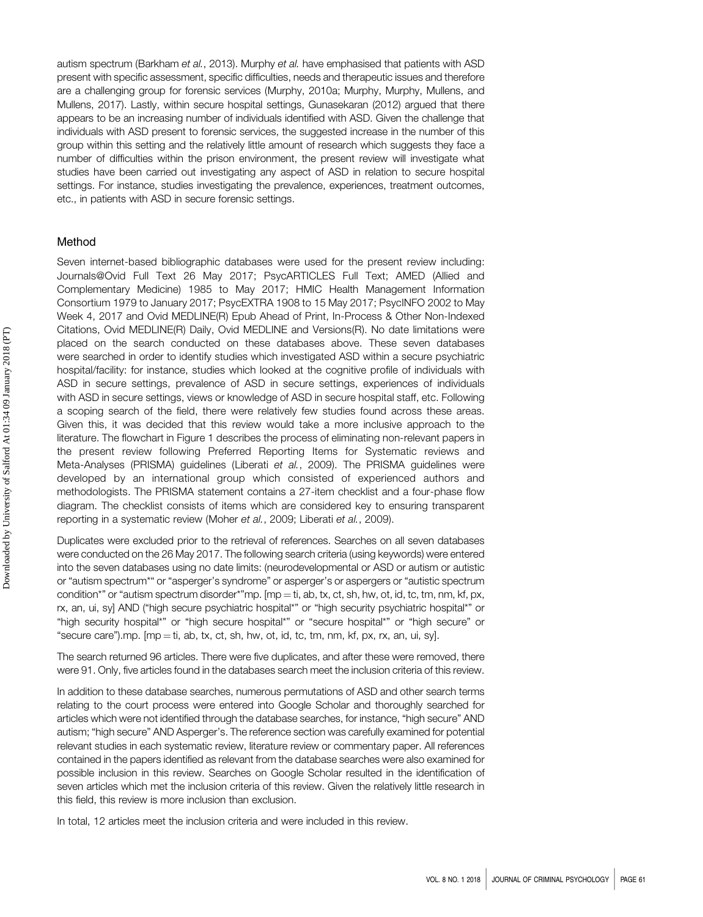autism spectrum (Barkham *et al.*, 2013). Murphy *et al.* have emphasised that patients with ASD present with specific assessment, specific difficulties, needs and therapeutic issues and therefore are a challenging group for forensic services (Murphy, 2010a; Murphy, Murphy, Mullens, and Mullens, 2017). Lastly, within secure hospital settings, Gunasekaran (2012) argued that there appears to be an increasing number of individuals identified with ASD. Given the challenge that individuals with ASD present to forensic services, the suggested increase in the number of this group within this setting and the relatively little amount of research which suggests they face a number of difficulties within the prison environment, the present review will investigate what studies have been carried out investigating any aspect of ASD in relation to secure hospital settings. For instance, studies investigating the prevalence, experiences, treatment outcomes, etc., in patients with ASD in secure forensic settings.

## Method

Seven internet-based bibliographic databases were used for the present review including: Journals@Ovid Full Text 26 May 2017; PsycARTICLES Full Text; AMED (Allied and Complementary Medicine) 1985 to May 2017; HMIC Health Management Information Consortium 1979 to January 2017; PsycEXTRA 1908 to 15 May 2017; PsycINFO 2002 to May Week 4, 2017 and Ovid MEDLINE(R) Epub Ahead of Print, In-Process & Other Non-Indexed Citations, Ovid MEDLINE(R) Daily, Ovid MEDLINE and Versions(R). No date limitations were placed on the search conducted on these databases above. These seven databases were searched in order to identify studies which investigated ASD within a secure psychiatric hospital/facility: for instance, studies which looked at the cognitive profile of individuals with ASD in secure settings, prevalence of ASD in secure settings, experiences of individuals with ASD in secure settings, views or knowledge of ASD in secure hospital staff, etc. Following a scoping search of the field, there were relatively few studies found across these areas. Given this, it was decided that this review would take a more inclusive approach to the literature. The flowchart in Figure 1 describes the process of eliminating non-relevant papers in the present review following Preferred Reporting Items for Systematic reviews and Meta-Analyses (PRISMA) guidelines (Liberati *et al.*, 2009). The PRISMA guidelines were developed by an international group which consisted of experienced authors and methodologists. The PRISMA statement contains a 27-item checklist and a four-phase flow diagram. The checklist consists of items which are considered key to ensuring transparent reporting in a systematic review (Moher *et al.*, 2009; Liberati *et al.*, 2009).

Duplicates were excluded prior to the retrieval of references. Searches on all seven databases were conducted on the 26 May 2017. The following search criteria (using keywords) were entered into the seven databases using no date limits: (neurodevelopmental or ASD or autism or autistic or "autism spectrum*" or "asperger's syndrome" or asperger's or aspergers or "autistic spectrum condition*" or "autism spectrum disorder*"mp. [mp = ti, ab, tx, ct, sh, hw, ot, id, tc, tm, nm, kf, px, rx, an, ui, sy] AND ("high secure psychiatric hospital*" or "high security psychiatric hospital*" or "high security hospital*" or "high secure hospital*" or "secure hospital*" or "high secure" or "secure care").mp. [mp = ti, ab, tx, ct, sh, hw, ot, id, tc, tm, nm, kf, px, rx, an, ui, sy].

The search returned 96 articles. There were five duplicates, and after these were removed, there were 91. Only, five articles found in the databases search meet the inclusion criteria of this review.

In addition to these database searches, numerous permutations of ASD and other search terms relating to the court process were entered into Google Scholar and thoroughly searched for articles which were not identified through the database searches, for instance, "high secure" AND autism; "high secure" AND Asperger's. The reference section was carefully examined for potential relevant studies in each systematic review, literature review or commentary paper. All references contained in the papers identified as relevant from the database searches were also examined for possible inclusion in this review. Searches on Google Scholar resulted in the identification of seven articles which met the inclusion criteria of this review. Given the relatively little research in this field, this review is more inclusion than exclusion.

In total, 12 articles meet the inclusion criteria and were included in this review.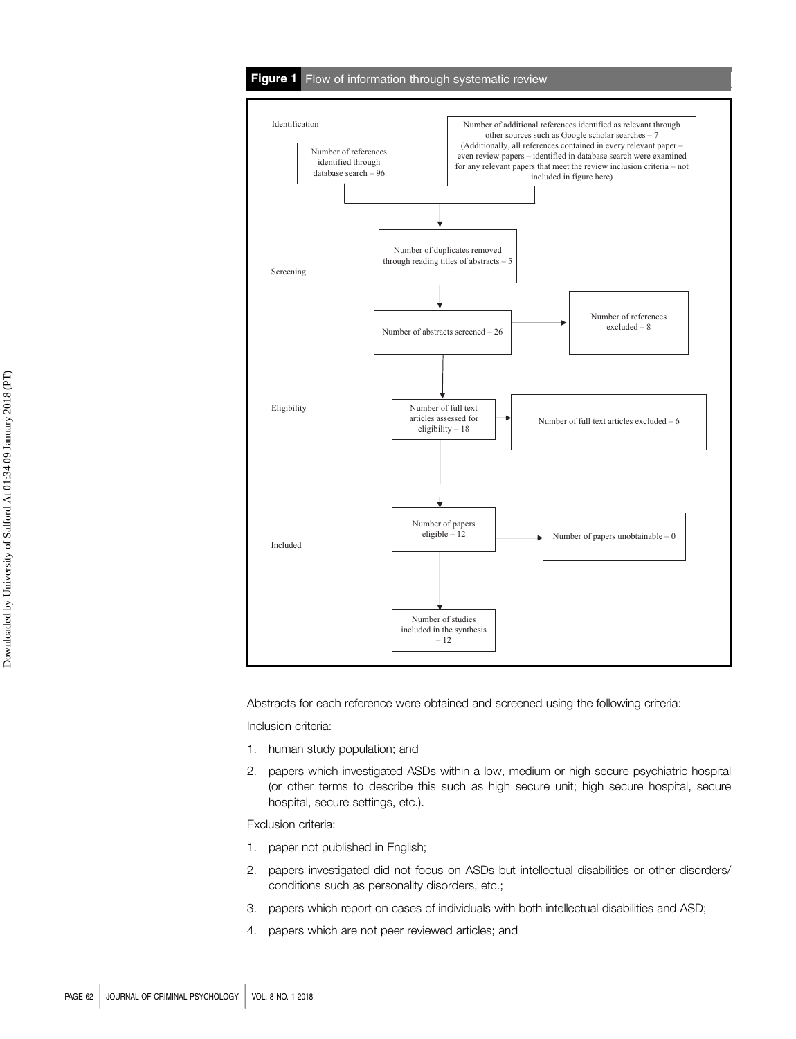**Figure 1** Flow of information through systematic review

Identification

Number of references identified through database search – 96

Number of additional references identified as relevant through other sources such as Google scholar searches – 7 (Additionally, all references contained in every relevant paper – even review papers – identified in database search were examined for any relevant papers that meet the review inclusion criteria – not included in figure here)

Screening

Number of duplicates removed through reading titles of abstracts – 5

Number of abstracts screened – 26

Number of references excluded – 8

Eligibility

Number of full text articles assessed for eligibility – 18

Number of full text articles excluded – 6

Included

Number of papers eligible – 12

Number of papers unobtainable – 0

Number of studies included in the synthesis – 12

Abstracts for each reference were obtained and screened using the following criteria:

Inclusion criteria:

1. human study population; and
2. papers which investigated ASDs within a low, medium or high secure psychiatric hospital (or other terms to describe this such as high secure unit; high secure hospital, secure hospital, secure settings, etc.).

Exclusion criteria:

1. paper not published in English;
2. papers investigated did not focus on ASDs but intellectual disabilities or other disorders/conditions such as personality disorders, etc.;
3. papers which report on cases of individuals with both intellectual disabilities and ASD;
4. papers which are not peer reviewed articles; and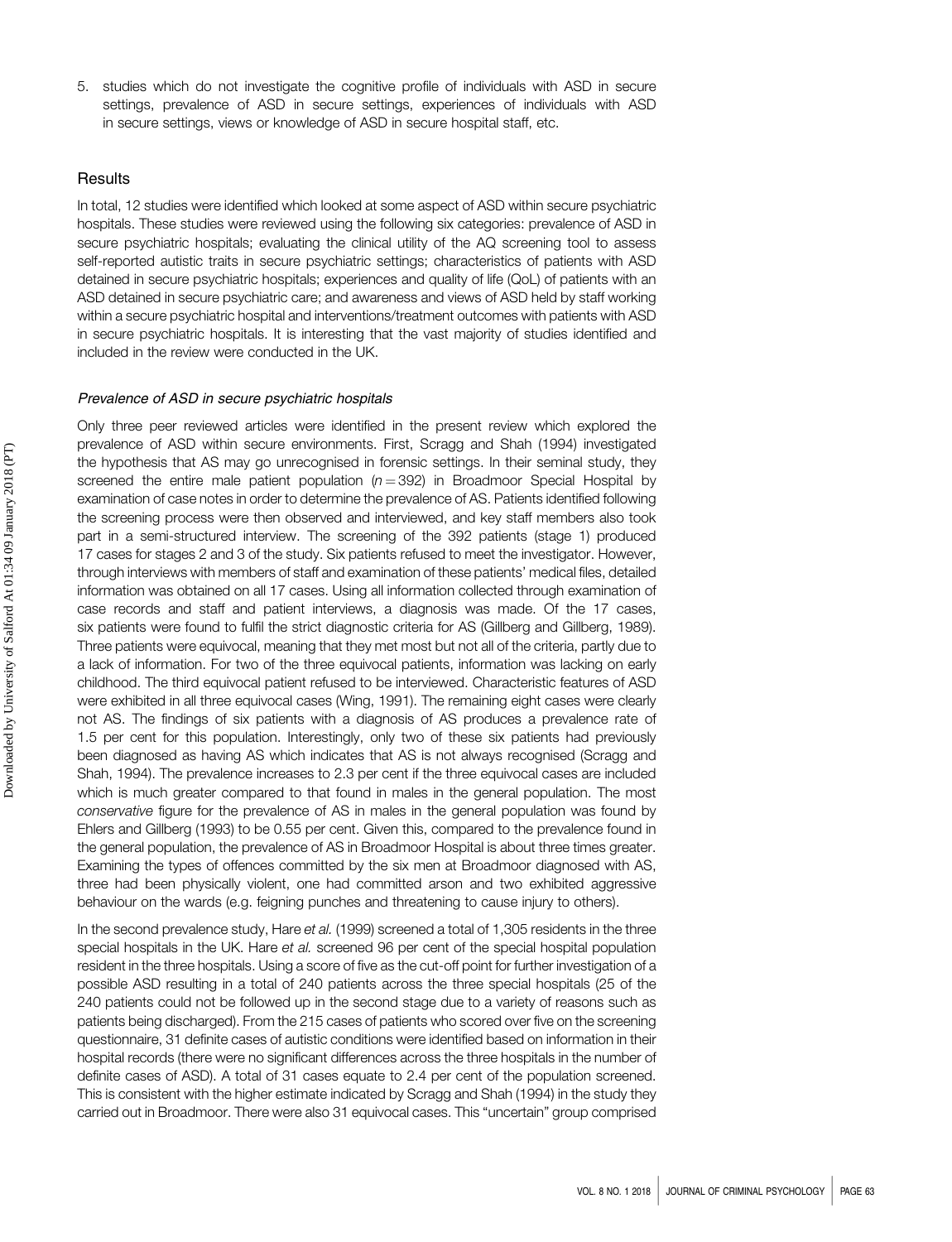5. studies which do not investigate the cognitive profile of individuals with ASD in secure settings, prevalence of ASD in secure settings, experiences of individuals with ASD in secure settings, views or knowledge of ASD in secure hospital staff, etc.

## Results

In total, 12 studies were identified which looked at some aspect of ASD within secure psychiatric hospitals. These studies were reviewed using the following six categories: prevalence of ASD in secure psychiatric hospitals; evaluating the clinical utility of the AQ screening tool to assess self-reported autistic traits in secure psychiatric settings; characteristics of patients with ASD detained in secure psychiatric hospitals; experiences and quality of life (QoL) of patients with an ASD detained in secure psychiatric care; and awareness and views of ASD held by staff working within a secure psychiatric hospital and interventions/treatment outcomes with patients with ASD in secure psychiatric hospitals. It is interesting that the vast majority of studies identified and included in the review were conducted in the UK.

### *Prevalence of ASD in secure psychiatric hospitals*

Only three peer reviewed articles were identified in the present review which explored the prevalence of ASD within secure environments. First, Scragg and Shah (1994) investigated the hypothesis that AS may go unrecognised in forensic settings. In their seminal study, they screened the entire male patient population ($n = 392$) in Broadmoor Special Hospital by examination of case notes in order to determine the prevalence of AS. Patients identified following the screening process were then observed and interviewed, and key staff members also took part in a semi-structured interview. The screening of the 392 patients (stage 1) produced 17 cases for stages 2 and 3 of the study. Six patients refused to meet the investigator. However, through interviews with members of staff and examination of these patients' medical files, detailed information was obtained on all 17 cases. Using all information collected through examination of case records and staff and patient interviews, a diagnosis was made. Of the 17 cases, six patients were found to fulfil the strict diagnostic criteria for AS (Gillberg and Gillberg, 1989). Three patients were equivocal, meaning that they met most but not all of the criteria, partly due to a lack of information. For two of the three equivocal patients, information was lacking on early childhood. The third equivocal patient refused to be interviewed. Characteristic features of ASD were exhibited in all three equivocal cases (Wing, 1991). The remaining eight cases were clearly not AS. The findings of six patients with a diagnosis of AS produces a prevalence rate of 1.5 per cent for this population. Interestingly, only two of these six patients had previously been diagnosed as having AS which indicates that AS is not always recognised (Scragg and Shah, 1994). The prevalence increases to 2.3 per cent if the three equivocal cases are included which is much greater compared to that found in males in the general population. The most *conservative* figure for the prevalence of AS in males in the general population was found by Ehlers and Gillberg (1993) to be 0.55 per cent. Given this, compared to the prevalence found in the general population, the prevalence of AS in Broadmoor Hospital is about three times greater. Examining the types of offences committed by the six men at Broadmoor diagnosed with AS, three had been physically violent, one had committed arson and two exhibited aggressive behaviour on the wards (e.g. feigning punches and threatening to cause injury to others).

In the second prevalence study, Hare *et al.* (1999) screened a total of 1,305 residents in the three special hospitals in the UK. Hare *et al.* screened 96 per cent of the special hospital population resident in the three hospitals. Using a score of five as the cut-off point for further investigation of a possible ASD resulting in a total of 240 patients across the three special hospitals (25 of the 240 patients could not be followed up in the second stage due to a variety of reasons such as patients being discharged). From the 215 cases of patients who scored over five on the screening questionnaire, 31 definite cases of autistic conditions were identified based on information in their hospital records (there were no significant differences across the three hospitals in the number of definite cases of ASD). A total of 31 cases equate to 2.4 per cent of the population screened. This is consistent with the higher estimate indicated by Scragg and Shah (1994) in the study they carried out in Broadmoor. There were also 31 equivocal cases. This "uncertain" group comprised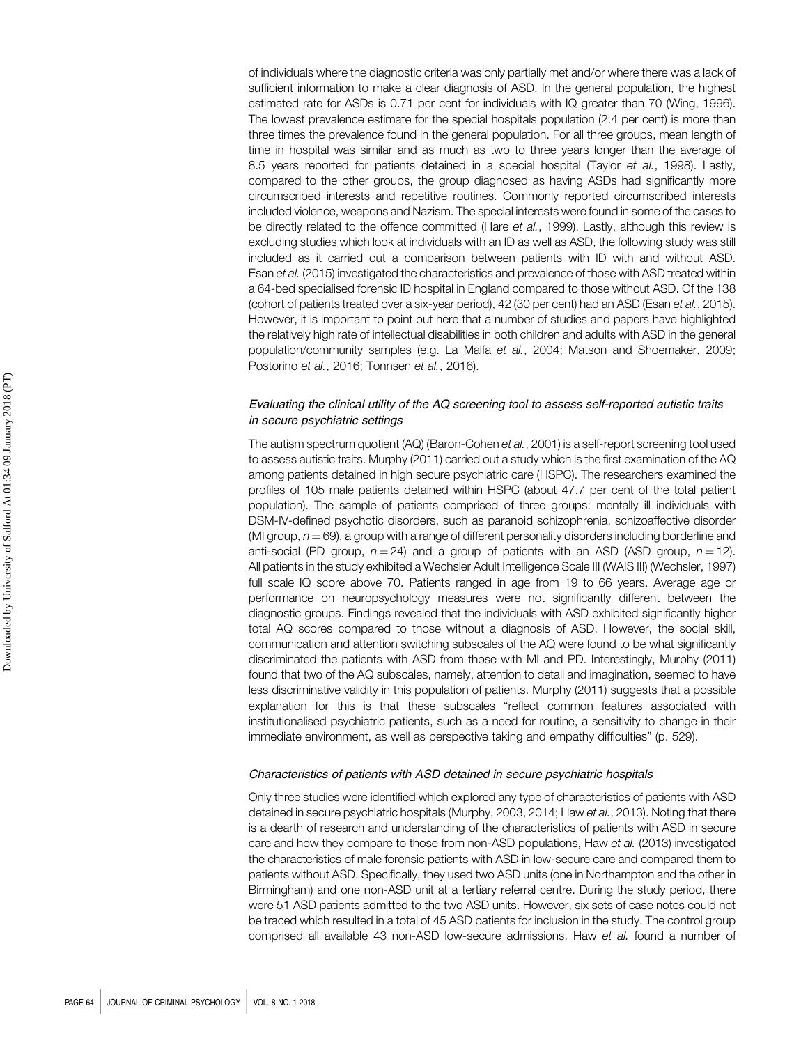of individuals where the diagnostic criteria was only partially met and/or where there was a lack of sufficient information to make a clear diagnosis of ASD. In the general population, the highest estimated rate for ASDs is 0.71 per cent for individuals with IQ greater than 70 (Wing, 1996). The lowest prevalence estimate for the special hospitals population (2.4 per cent) is more than three times the prevalence found in the general population. For all three groups, mean length of time in hospital was similar and as much as two to three years longer than the average of 8.5 years reported for patients detained in a special hospital (Taylor *et al.*, 1998). Lastly, compared to the other groups, the group diagnosed as having ASDs had significantly more circumscribed interests and repetitive routines. Commonly reported circumscribed interests included violence, weapons and Nazism. The special interests were found in some of the cases to be directly related to the offence committed (Hare *et al.*, 1999). Lastly, although this review is excluding studies which look at individuals with an ID as well as ASD, the following study was still included as it carried out a comparison between patients with ID with and without ASD. Esan *et al.* (2015) investigated the characteristics and prevalence of those with ASD treated within a 64-bed specialised forensic ID hospital in England compared to those without ASD. Of the 138 (cohort of patients treated over a six-year period), 42 (30 per cent) had an ASD (Esan *et al.*, 2015). However, it is important to point out here that a number of studies and papers have highlighted the relatively high rate of intellectual disabilities in both children and adults with ASD in the general population/community samples (e.g. La Malfa *et al.*, 2004; Matson and Shoemaker, 2009; Postorino *et al.*, 2016; Tonnsen *et al.*, 2016).

### *Evaluating the clinical utility of the AQ screening tool to assess self-reported autistic traits in secure psychiatric settings*

The autism spectrum quotient (AQ) (Baron-Cohen *et al.*, 2001) is a self-report screening tool used to assess autistic traits. Murphy (2011) carried out a study which is the first examination of the AQ among patients detained in high secure psychiatric care (HSPC). The researchers examined the profiles of 105 male patients detained within HSPC (about 47.7 per cent of the total patient population). The sample of patients comprised of three groups: mentally ill individuals with DSM-IV-defined psychotic disorders, such as paranoid schizophrenia, schizoaffective disorder (MI group, $n = 69$), a group with a range of different personality disorders including borderline and anti-social (PD group, $n = 24$) and a group of patients with an ASD (ASD group, $n = 12$). All patients in the study exhibited a Wechsler Adult Intelligence Scale III (WAIS III) (Wechsler, 1997) full scale IQ score above 70. Patients ranged in age from 19 to 66 years. Average age or performance on neuropsychology measures were not significantly different between the diagnostic groups. Findings revealed that the individuals with ASD exhibited significantly higher total AQ scores compared to those without a diagnosis of ASD. However, the social skill, communication and attention switching subscales of the AQ were found to be what significantly discriminated the patients with ASD from those with MI and PD. Interestingly, Murphy (2011) found that two of the AQ subscales, namely, attention to detail and imagination, seemed to have less discriminative validity in this population of patients. Murphy (2011) suggests that a possible explanation for this is that these subscales "reflect common features associated with institutionalised psychiatric patients, such as a need for routine, a sensitivity to change in their immediate environment, as well as perspective taking and empathy difficulties" (p. 529).

### *Characteristics of patients with ASD detained in secure psychiatric hospitals*

Only three studies were identified which explored any type of characteristics of patients with ASD detained in secure psychiatric hospitals (Murphy, 2003, 2014; Haw *et al.*, 2013). Noting that there is a dearth of research and understanding of the characteristics of patients with ASD in secure care and how they compare to those from non-ASD populations, Haw *et al.* (2013) investigated the characteristics of male forensic patients with ASD in low-secure care and compared them to patients without ASD. Specifically, they used two ASD units (one in Northampton and the other in Birmingham) and one non-ASD unit at a tertiary referral centre. During the study period, there were 51 ASD patients admitted to the two ASD units. However, six sets of case notes could not be traced which resulted in a total of 45 ASD patients for inclusion in the study. The control group comprised all available 43 non-ASD low-secure admissions. Haw *et al.* found a number of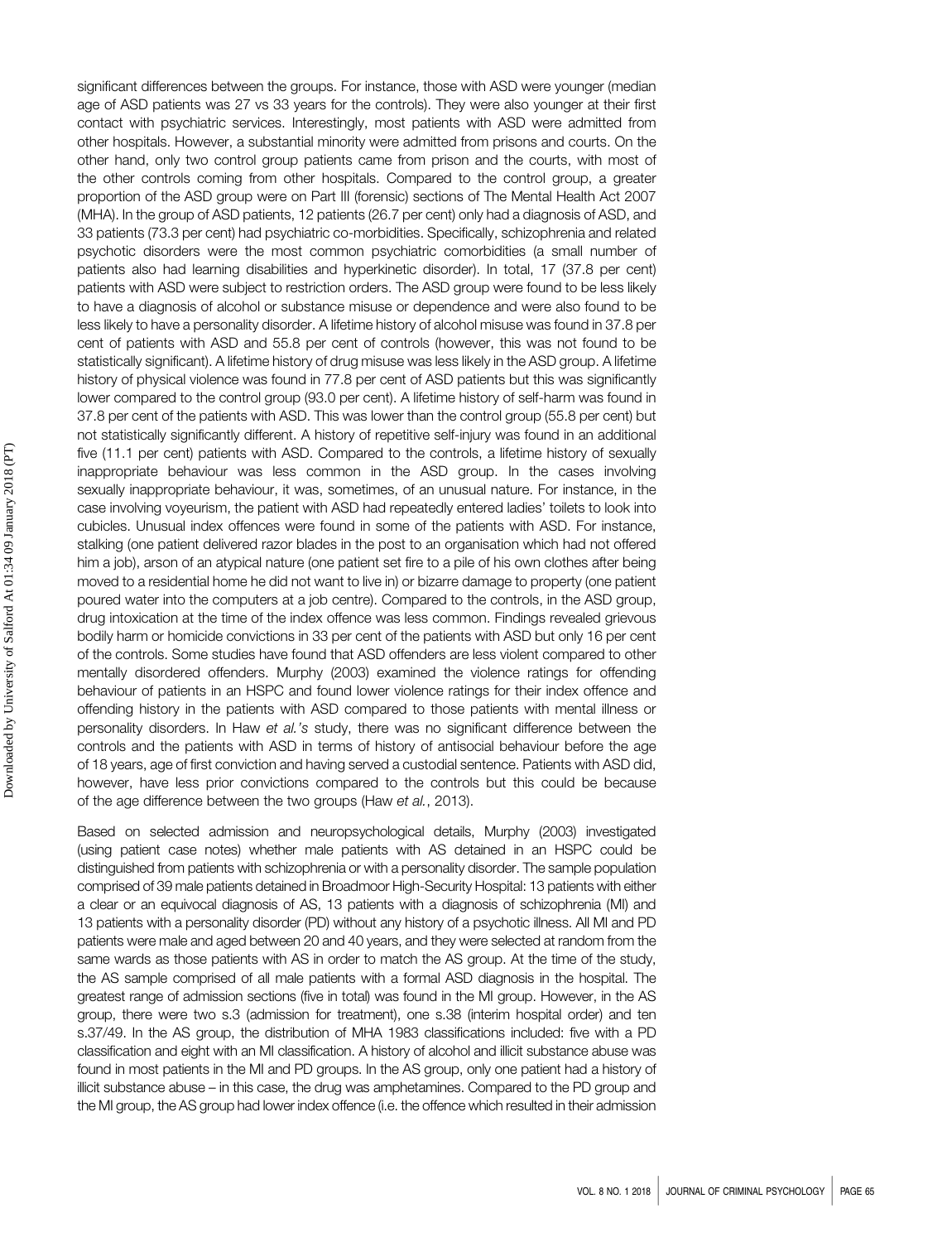significant differences between the groups. For instance, those with ASD were younger (median age of ASD patients was 27 vs 33 years for the controls). They were also younger at their first contact with psychiatric services. Interestingly, most patients with ASD were admitted from other hospitals. However, a substantial minority were admitted from prisons and courts. On the other hand, only two control group patients came from prison and the courts, with most of the other controls coming from other hospitals. Compared to the control group, a greater proportion of the ASD group were on Part III (forensic) sections of The Mental Health Act 2007 (MHA). In the group of ASD patients, 12 patients (26.7 per cent) only had a diagnosis of ASD, and 33 patients (73.3 per cent) had psychiatric co-morbidities. Specifically, schizophrenia and related psychotic disorders were the most common psychiatric comorbidities (a small number of patients also had learning disabilities and hyperkinetic disorder). In total, 17 (37.8 per cent) patients with ASD were subject to restriction orders. The ASD group were found to be less likely to have a diagnosis of alcohol or substance misuse or dependence and were also found to be less likely to have a personality disorder. A lifetime history of alcohol misuse was found in 37.8 per cent of patients with ASD and 55.8 per cent of controls (however, this was not found to be statistically significant). A lifetime history of drug misuse was less likely in the ASD group. A lifetime history of physical violence was found in 77.8 per cent of ASD patients but this was significantly lower compared to the control group (93.0 per cent). A lifetime history of self-harm was found in 37.8 per cent of the patients with ASD. This was lower than the control group (55.8 per cent) but not statistically significantly different. A history of repetitive self-injury was found in an additional five (11.1 per cent) patients with ASD. Compared to the controls, a lifetime history of sexually inappropriate behaviour was less common in the ASD group. In the cases involving sexually inappropriate behaviour, it was, sometimes, of an unusual nature. For instance, in the case involving voyeurism, the patient with ASD had repeatedly entered ladies' toilets to look into cubicles. Unusual index offences were found in some of the patients with ASD. For instance, stalking (one patient delivered razor blades in the post to an organisation which had not offered him a job), arson of an atypical nature (one patient set fire to a pile of his own clothes after being moved to a residential home he did not want to live in) or bizarre damage to property (one patient poured water into the computers at a job centre). Compared to the controls, in the ASD group, drug intoxication at the time of the index offence was less common. Findings revealed grievous bodily harm or homicide convictions in 33 per cent of the patients with ASD but only 16 per cent of the controls. Some studies have found that ASD offenders are less violent compared to other mentally disordered offenders. Murphy (2003) examined the violence ratings for offending behaviour of patients in an HSPC and found lower violence ratings for their index offence and offending history in the patients with ASD compared to those patients with mental illness or personality disorders. In Haw *et al.*'s study, there was no significant difference between the controls and the patients with ASD in terms of history of antisocial behaviour before the age of 18 years, age of first conviction and having served a custodial sentence. Patients with ASD did, however, have less prior convictions compared to the controls but this could be because of the age difference between the two groups (Haw *et al.*, 2013).

Based on selected admission and neuropsychological details, Murphy (2003) investigated (using patient case notes) whether male patients with AS detained in an HSPC could be distinguished from patients with schizophrenia or with a personality disorder. The sample population comprised of 39 male patients detained in Broadmoor High-Security Hospital: 13 patients with either a clear or an equivocal diagnosis of AS, 13 patients with a diagnosis of schizophrenia (MI) and 13 patients with a personality disorder (PD) without any history of a psychotic illness. All MI and PD patients were male and aged between 20 and 40 years, and they were selected at random from the same wards as those patients with AS in order to match the AS group. At the time of the study, the AS sample comprised of all male patients with a formal ASD diagnosis in the hospital. The greatest range of admission sections (five in total) was found in the MI group. However, in the AS group, there were two s.3 (admission for treatment), one s.38 (interim hospital order) and ten s.37/49. In the AS group, the distribution of MHA 1983 classifications included: five with a PD classification and eight with an MI classification. A history of alcohol and illicit substance abuse was found in most patients in the MI and PD groups. In the AS group, only one patient had a history of illicit substance abuse – in this case, the drug was amphetamines. Compared to the PD group and the MI group, the AS group had lower index offence (i.e. the offence which resulted in their admission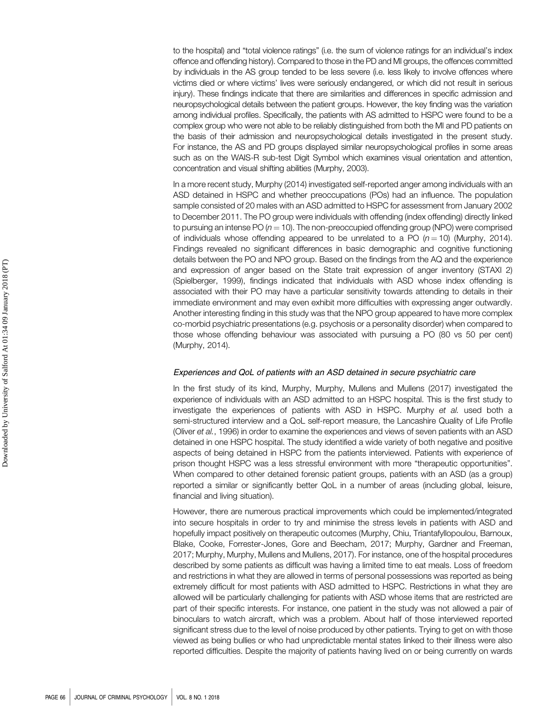to the hospital) and "total violence ratings" (i.e. the sum of violence ratings for an individual's index offence and offending history). Compared to those in the PD and MI groups, the offences committed by individuals in the AS group tended to be less severe (i.e. less likely to involve offences where victims died or where victims' lives were seriously endangered, or which did not result in serious injury). These findings indicate that there are similarities and differences in specific admission and neuropsychological details between the patient groups. However, the key finding was the variation among individual profiles. Specifically, the patients with AS admitted to HSPC were found to be a complex group who were not able to be reliably distinguished from both the MI and PD patients on the basis of their admission and neuropsychological details investigated in the present study. For instance, the AS and PD groups displayed similar neuropsychological profiles in some areas such as on the WAIS-R sub-test Digit Symbol which examines visual orientation and attention, concentration and visual shifting abilities (Murphy, 2003).

In a more recent study, Murphy (2014) investigated self-reported anger among individuals with an ASD detained in HSPC and whether preoccupations (POs) had an influence. The population sample consisted of 20 males with an ASD admitted to HSPC for assessment from January 2002 to December 2011. The PO group were individuals with offending (index offending) directly linked to pursuing an intense PO ($n = 10$). The non-preoccupied offending group (NPO) were comprised of individuals whose offending appeared to be unrelated to a PO ($n = 10$) (Murphy, 2014). Findings revealed no significant differences in basic demographic and cognitive functioning details between the PO and NPO group. Based on the findings from the AQ and the experience and expression of anger based on the State trait expression of anger inventory (STAXI 2) (Spielberger, 1999), findings indicated that individuals with ASD whose index offending is associated with their PO may have a particular sensitivity towards attending to details in their immediate environment and may even exhibit more difficulties with expressing anger outwardly. Another interesting finding in this study was that the NPO group appeared to have more complex co-morbid psychiatric presentations (e.g. psychosis or a personality disorder) when compared to those whose offending behaviour was associated with pursuing a PO (80 vs 50 per cent) (Murphy, 2014).

### *Experiences and QoL of patients with an ASD detained in secure psychiatric care*

In the first study of its kind, Murphy, Murphy, Mullens and Mullens (2017) investigated the experience of individuals with an ASD admitted to an HSPC hospital. This is the first study to investigate the experiences of patients with ASD in HSPC. Murphy *et al.* used both a semi-structured interview and a QoL self-report measure, the Lancashire Quality of Life Profile (Oliver *et al.*, 1996) in order to examine the experiences and views of seven patients with an ASD detained in one HSPC hospital. The study identified a wide variety of both negative and positive aspects of being detained in HSPC from the patients interviewed. Patients with experience of prison thought HSPC was a less stressful environment with more "therapeutic opportunities". When compared to other detained forensic patient groups, patients with an ASD (as a group) reported a similar or significantly better QoL in a number of areas (including global, leisure, financial and living situation).

However, there are numerous practical improvements which could be implemented/integrated into secure hospitals in order to try and minimise the stress levels in patients with ASD and hopefully impact positively on therapeutic outcomes (Murphy, Chiu, Triantafyllopoulou, Barnoux, Blake, Cooke, Forrester-Jones, Gore and Beecham, 2017; Murphy, Gardner and Freeman, 2017; Murphy, Murphy, Mullens and Mullens, 2017). For instance, one of the hospital procedures described by some patients as difficult was having a limited time to eat meals. Loss of freedom and restrictions in what they are allowed in terms of personal possessions was reported as being extremely difficult for most patients with ASD admitted to HSPC. Restrictions in what they are allowed will be particularly challenging for patients with ASD whose items that are restricted are part of their specific interests. For instance, one patient in the study was not allowed a pair of binoculars to watch aircraft, which was a problem. About half of those interviewed reported significant stress due to the level of noise produced by other patients. Trying to get on with those viewed as being bullies or who had unpredictable mental states linked to their illness were also reported difficulties. Despite the majority of patients having lived on or being currently on wards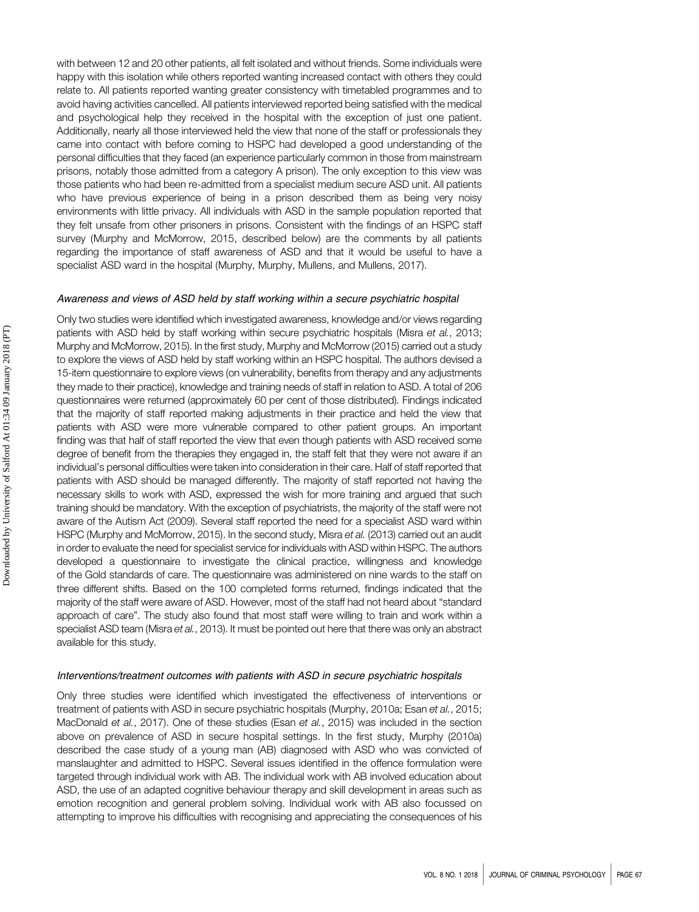with between 12 and 20 other patients, all felt isolated and without friends. Some individuals were happy with this isolation while others reported wanting increased contact with others they could relate to. All patients reported wanting greater consistency with timetabled programmes and to avoid having activities cancelled. All patients interviewed reported being satisfied with the medical and psychological help they received in the hospital with the exception of just one patient. Additionally, nearly all those interviewed held the view that none of the staff or professionals they came into contact with before coming to HSPC had developed a good understanding of the personal difficulties that they faced (an experience particularly common in those from mainstream prisons, notably those admitted from a category A prison). The only exception to this view was those patients who had been re-admitted from a specialist medium secure ASD unit. All patients who have previous experience of being in a prison described them as being very noisy environments with little privacy. All individuals with ASD in the sample population reported that they felt unsafe from other prisoners in prisons. Consistent with the findings of an HSPC staff survey (Murphy and McMorrow, 2015, described below) are the comments by all patients regarding the importance of staff awareness of ASD and that it would be useful to have a specialist ASD ward in the hospital (Murphy, Murphy, Mullens, and Mullens, 2017).

### *Awareness and views of ASD held by staff working within a secure psychiatric hospital*

Only two studies were identified which investigated awareness, knowledge and/or views regarding patients with ASD held by staff working within secure psychiatric hospitals (Misra *et al.*, 2013; Murphy and McMorrow, 2015). In the first study, Murphy and McMorrow (2015) carried out a study to explore the views of ASD held by staff working within an HSPC hospital. The authors devised a 15-item questionnaire to explore views (on vulnerability, benefits from therapy and any adjustments they made to their practice), knowledge and training needs of staff in relation to ASD. A total of 206 questionnaires were returned (approximately 60 per cent of those distributed). Findings indicated that the majority of staff reported making adjustments in their practice and held the view that patients with ASD were more vulnerable compared to other patient groups. An important finding was that half of staff reported the view that even though patients with ASD received some degree of benefit from the therapies they engaged in, the staff felt that they were not aware if an individual's personal difficulties were taken into consideration in their care. Half of staff reported that patients with ASD should be managed differently. The majority of staff reported not having the necessary skills to work with ASD, expressed the wish for more training and argued that such training should be mandatory. With the exception of psychiatrists, the majority of the staff were not aware of the Autism Act (2009). Several staff reported the need for a specialist ASD ward within HSPC (Murphy and McMorrow, 2015). In the second study, Misra *et al.* (2013) carried out an audit in order to evaluate the need for specialist service for individuals with ASD within HSPC. The authors developed a questionnaire to investigate the clinical practice, willingness and knowledge of the Gold standards of care. The questionnaire was administered on nine wards to the staff on three different shifts. Based on the 100 completed forms returned, findings indicated that the majority of the staff were aware of ASD. However, most of the staff had not heard about "standard approach of care". The study also found that most staff were willing to train and work within a specialist ASD team (Misra *et al.*, 2013). It must be pointed out here that there was only an abstract available for this study.

### *Interventions/treatment outcomes with patients with ASD in secure psychiatric hospitals*

Only three studies were identified which investigated the effectiveness of interventions or treatment of patients with ASD in secure psychiatric hospitals (Murphy, 2010a; Esan *et al.*, 2015; MacDonald *et al.*, 2017). One of these studies (Esan *et al.*, 2015) was included in the section above on prevalence of ASD in secure hospital settings. In the first study, Murphy (2010a) described the case study of a young man (AB) diagnosed with ASD who was convicted of manslaughter and admitted to HSPC. Several issues identified in the offence formulation were targeted through individual work with AB. The individual work with AB involved education about ASD, the use of an adapted cognitive behaviour therapy and skill development in areas such as emotion recognition and general problem solving. Individual work with AB also focussed on attempting to improve his difficulties with recognising and appreciating the consequences of his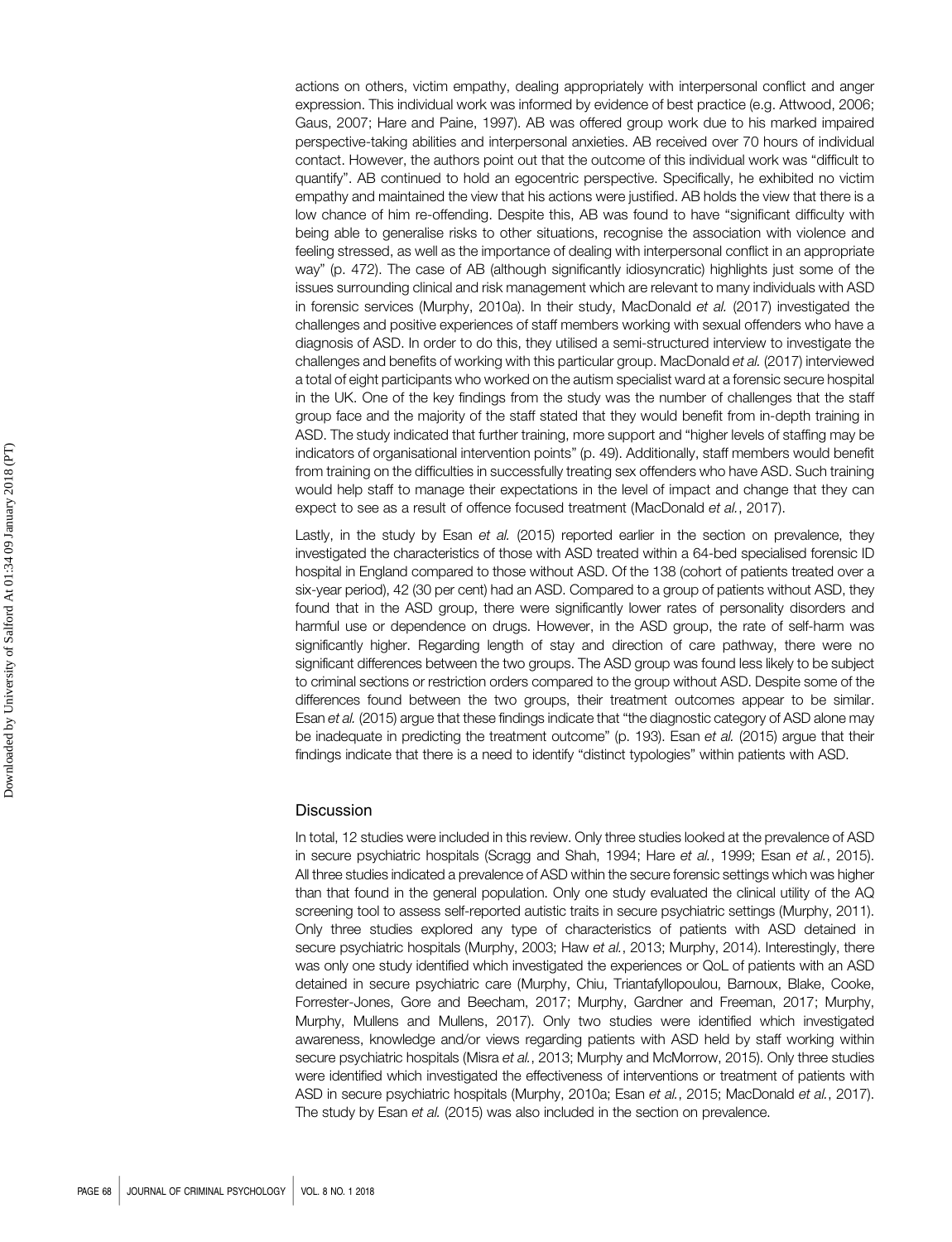actions on others, victim empathy, dealing appropriately with interpersonal conflict and anger expression. This individual work was informed by evidence of best practice (e.g. Attwood, 2006; Gaus, 2007; Hare and Paine, 1997). AB was offered group work due to his marked impaired perspective-taking abilities and interpersonal anxieties. AB received over 70 hours of individual contact. However, the authors point out that the outcome of this individual work was "difficult to quantify". AB continued to hold an egocentric perspective. Specifically, he exhibited no victim empathy and maintained the view that his actions were justified. AB holds the view that there is a low chance of him re-offending. Despite this, AB was found to have "significant difficulty with being able to generalise risks to other situations, recognise the association with violence and feeling stressed, as well as the importance of dealing with interpersonal conflict in an appropriate way" (p. 472). The case of AB (although significantly idiosyncratic) highlights just some of the issues surrounding clinical and risk management which are relevant to many individuals with ASD in forensic services (Murphy, 2010a). In their study, MacDonald *et al.* (2017) investigated the challenges and positive experiences of staff members working with sexual offenders who have a diagnosis of ASD. In order to do this, they utilised a semi-structured interview to investigate the challenges and benefits of working with this particular group. MacDonald *et al.* (2017) interviewed a total of eight participants who worked on the autism specialist ward at a forensic secure hospital in the UK. One of the key findings from the study was the number of challenges that the staff group face and the majority of the staff stated that they would benefit from in-depth training in ASD. The study indicated that further training, more support and "higher levels of staffing may be indicators of organisational intervention points" (p. 49). Additionally, staff members would benefit from training on the difficulties in successfully treating sex offenders who have ASD. Such training would help staff to manage their expectations in the level of impact and change that they can expect to see as a result of offence focused treatment (MacDonald *et al.*, 2017).

Lastly, in the study by Esan *et al.* (2015) reported earlier in the section on prevalence, they investigated the characteristics of those with ASD treated within a 64-bed specialised forensic ID hospital in England compared to those without ASD. Of the 138 (cohort of patients treated over a six-year period), 42 (30 per cent) had an ASD. Compared to a group of patients without ASD, they found that in the ASD group, there were significantly lower rates of personality disorders and harmful use or dependence on drugs. However, in the ASD group, the rate of self-harm was significantly higher. Regarding length of stay and direction of care pathway, there were no significant differences between the two groups. The ASD group was found less likely to be subject to criminal sections or restriction orders compared to the group without ASD. Despite some of the differences found between the two groups, their treatment outcomes appear to be similar. Esan *et al.* (2015) argue that these findings indicate that "the diagnostic category of ASD alone may be inadequate in predicting the treatment outcome" (p. 193). Esan *et al.* (2015) argue that their findings indicate that there is a need to identify "distinct typologies" within patients with ASD.

## Discussion

In total, 12 studies were included in this review. Only three studies looked at the prevalence of ASD in secure psychiatric hospitals (Scragg and Shah, 1994; Hare *et al.*, 1999; Esan *et al.*, 2015). All three studies indicated a prevalence of ASD within the secure forensic settings which was higher than that found in the general population. Only one study evaluated the clinical utility of the AQ screening tool to assess self-reported autistic traits in secure psychiatric settings (Murphy, 2011). Only three studies explored any type of characteristics of patients with ASD detained in secure psychiatric hospitals (Murphy, 2003; Haw *et al.*, 2013; Murphy, 2014). Interestingly, there was only one study identified which investigated the experiences or QoL of patients with an ASD detained in secure psychiatric care (Murphy, Chiu, Triantafyllopoulou, Barnoux, Blake, Cooke, Forrester-Jones, Gore and Beecham, 2017; Murphy, Gardner and Freeman, 2017; Murphy, Murphy, Mullens and Mullens, 2017). Only two studies were identified which investigated awareness, knowledge and/or views regarding patients with ASD held by staff working within secure psychiatric hospitals (Misra *et al.*, 2013; Murphy and McMorrow, 2015). Only three studies were identified which investigated the effectiveness of interventions or treatment of patients with ASD in secure psychiatric hospitals (Murphy, 2010a; Esan *et al.*, 2015; MacDonald *et al.*, 2017). The study by Esan *et al.* (2015) was also included in the section on prevalence.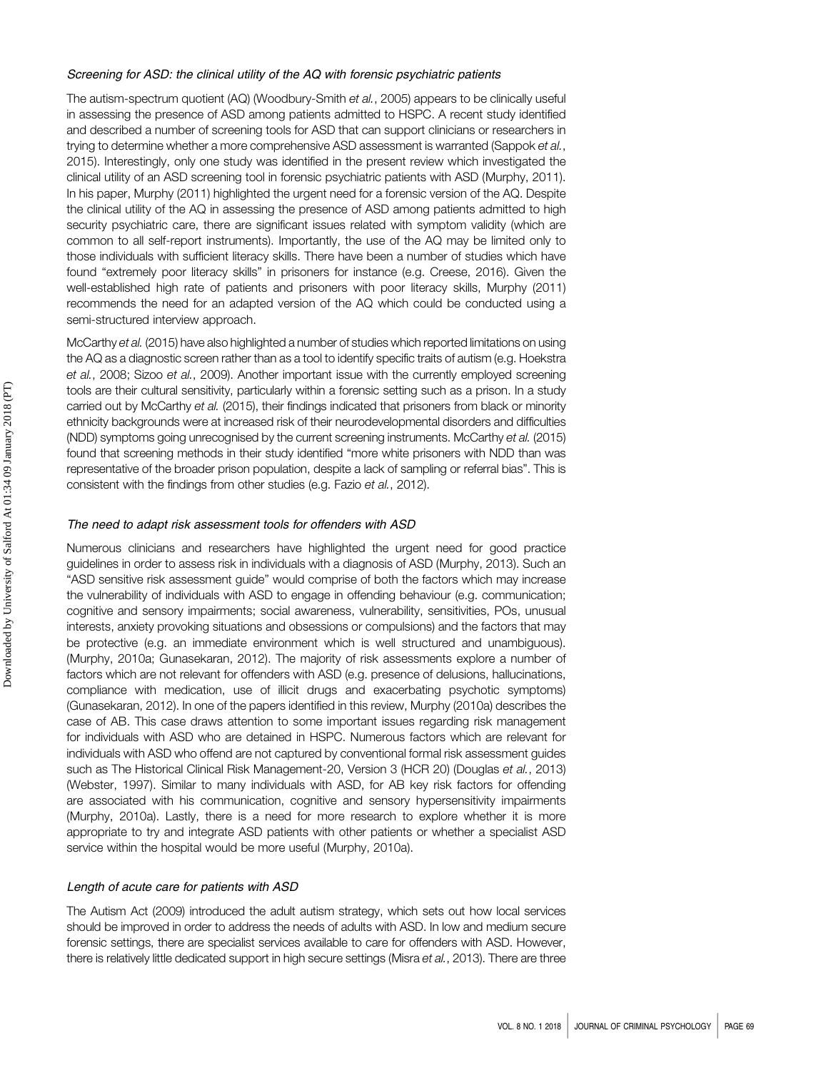### *Screening for ASD: the clinical utility of the AQ with forensic psychiatric patients*

The autism-spectrum quotient (AQ) (Woodbury-Smith *et al.*, 2005) appears to be clinically useful in assessing the presence of ASD among patients admitted to HSPC. A recent study identified and described a number of screening tools for ASD that can support clinicians or researchers in trying to determine whether a more comprehensive ASD assessment is warranted (Sappok *et al.*, 2015). Interestingly, only one study was identified in the present review which investigated the clinical utility of an ASD screening tool in forensic psychiatric patients with ASD (Murphy, 2011). In his paper, Murphy (2011) highlighted the urgent need for a forensic version of the AQ. Despite the clinical utility of the AQ in assessing the presence of ASD among patients admitted to high security psychiatric care, there are significant issues related with symptom validity (which are common to all self-report instruments). Importantly, the use of the AQ may be limited only to those individuals with sufficient literacy skills. There have been a number of studies which have found "extremely poor literacy skills" in prisoners for instance (e.g. Creese, 2016). Given the well-established high rate of patients and prisoners with poor literacy skills, Murphy (2011) recommends the need for an adapted version of the AQ which could be conducted using a semi-structured interview approach.

McCarthy *et al.* (2015) have also highlighted a number of studies which reported limitations on using the AQ as a diagnostic screen rather than as a tool to identify specific traits of autism (e.g. Hoekstra *et al.*, 2008; Sizoo *et al.*, 2009). Another important issue with the currently employed screening tools are their cultural sensitivity, particularly within a forensic setting such as a prison. In a study carried out by McCarthy *et al.* (2015), their findings indicated that prisoners from black or minority ethnicity backgrounds were at increased risk of their neurodevelopmental disorders and difficulties (NDD) symptoms going unrecognised by the current screening instruments. McCarthy *et al.* (2015) found that screening methods in their study identified "more white prisoners with NDD than was representative of the broader prison population, despite a lack of sampling or referral bias". This is consistent with the findings from other studies (e.g. Fazio *et al.*, 2012).

### *The need to adapt risk assessment tools for offenders with ASD*

Numerous clinicians and researchers have highlighted the urgent need for good practice guidelines in order to assess risk in individuals with a diagnosis of ASD (Murphy, 2013). Such an "ASD sensitive risk assessment guide" would comprise of both the factors which may increase the vulnerability of individuals with ASD to engage in offending behaviour (e.g. communication; cognitive and sensory impairments; social awareness, vulnerability, sensitivities, POs, unusual interests, anxiety provoking situations and obsessions or compulsions) and the factors that may be protective (e.g. an immediate environment which is well structured and unambiguous). (Murphy, 2010a; Gunasekaran, 2012). The majority of risk assessments explore a number of factors which are not relevant for offenders with ASD (e.g. presence of delusions, hallucinations, compliance with medication, use of illicit drugs and exacerbating psychotic symptoms) (Gunasekaran, 2012). In one of the papers identified in this review, Murphy (2010a) describes the case of AB. This case draws attention to some important issues regarding risk management for individuals with ASD who are detained in HSPC. Numerous factors which are relevant for individuals with ASD who offend are not captured by conventional formal risk assessment guides such as The Historical Clinical Risk Management-20, Version 3 (HCR 20) (Douglas *et al.*, 2013) (Webster, 1997). Similar to many individuals with ASD, for AB key risk factors for offending are associated with his communication, cognitive and sensory hypersensitivity impairments (Murphy, 2010a). Lastly, there is a need for more research to explore whether it is more appropriate to try and integrate ASD patients with other patients or whether a specialist ASD service within the hospital would be more useful (Murphy, 2010a).

### *Length of acute care for patients with ASD*

The Autism Act (2009) introduced the adult autism strategy, which sets out how local services should be improved in order to address the needs of adults with ASD. In low and medium secure forensic settings, there are specialist services available to care for offenders with ASD. However, there is relatively little dedicated support in high secure settings (Misra *et al.*, 2013). There are three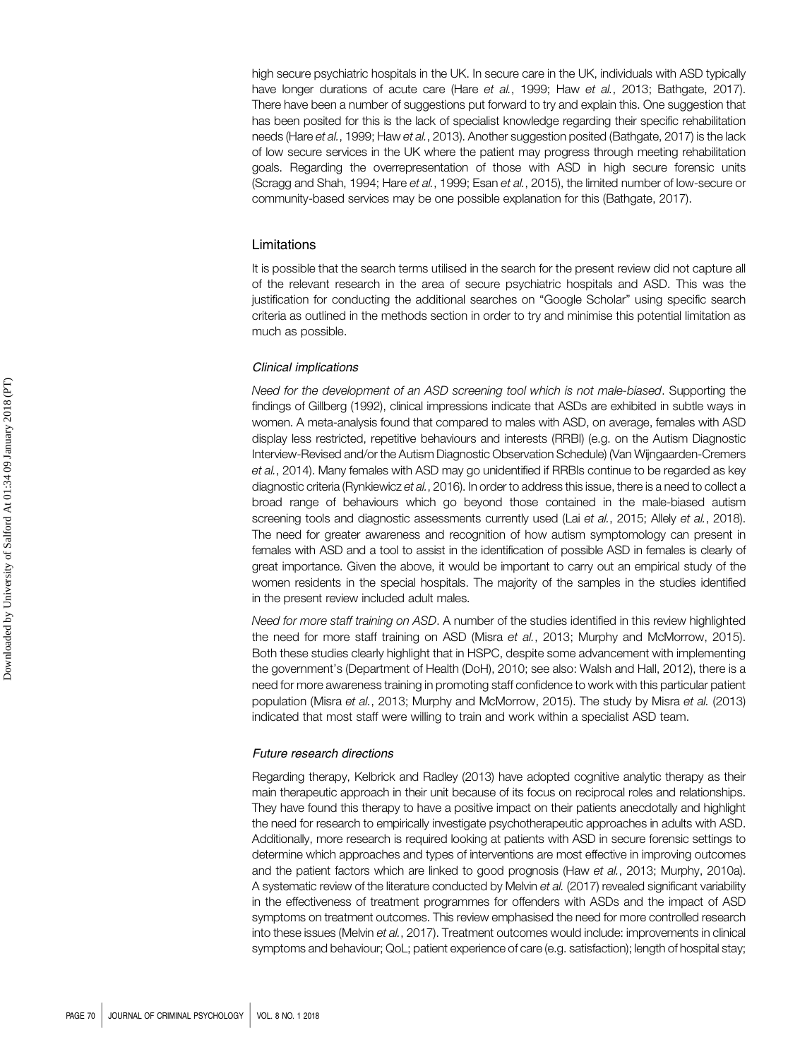high secure psychiatric hospitals in the UK. In secure care in the UK, individuals with ASD typically have longer durations of acute care (Hare *et al.*, 1999; Haw *et al.*, 2013; Bathgate, 2017). There have been a number of suggestions put forward to try and explain this. One suggestion that has been posited for this is the lack of specialist knowledge regarding their specific rehabilitation needs (Hare *et al.*, 1999; Haw *et al.*, 2013). Another suggestion posited (Bathgate, 2017) is the lack of low secure services in the UK where the patient may progress through meeting rehabilitation goals. Regarding the overrepresentation of those with ASD in high secure forensic units (Scragg and Shah, 1994; Hare *et al.*, 1999; Esan *et al.*, 2015), the limited number of low-secure or community-based services may be one possible explanation for this (Bathgate, 2017).

## Limitations

It is possible that the search terms utilised in the search for the present review did not capture all of the relevant research in the area of secure psychiatric hospitals and ASD. This was the justification for conducting the additional searches on "Google Scholar" using specific search criteria as outlined in the methods section in order to try and minimise this potential limitation as much as possible.

### *Clinical implications*

*Need for the development of an ASD screening tool which is not male-biased*. Supporting the findings of Gillberg (1992), clinical impressions indicate that ASDs are exhibited in subtle ways in women. A meta-analysis found that compared to males with ASD, on average, females with ASD display less restricted, repetitive behaviours and interests (RRBI) (e.g. on the Autism Diagnostic Interview-Revised and/or the Autism Diagnostic Observation Schedule) (Van Wijngaarden-Cremers *et al.*, 2014). Many females with ASD may go unidentified if RRBIs continue to be regarded as key diagnostic criteria (Rynkiewicz *et al.*, 2016). In order to address this issue, there is a need to collect a broad range of behaviours which go beyond those contained in the male-biased autism screening tools and diagnostic assessments currently used (Lai *et al.*, 2015; Allely *et al.*, 2018). The need for greater awareness and recognition of how autism symptomology can present in females with ASD and a tool to assist in the identification of possible ASD in females is clearly of great importance. Given the above, it would be important to carry out an empirical study of the women residents in the special hospitals. The majority of the samples in the studies identified in the present review included adult males.

*Need for more staff training on ASD*. A number of the studies identified in this review highlighted the need for more staff training on ASD (Misra *et al.*, 2013; Murphy and McMorrow, 2015). Both these studies clearly highlight that in HSPC, despite some advancement with implementing the government's (Department of Health (DoH), 2010; see also: Walsh and Hall, 2012), there is a need for more awareness training in promoting staff confidence to work with this particular patient population (Misra *et al.*, 2013; Murphy and McMorrow, 2015). The study by Misra *et al.* (2013) indicated that most staff were willing to train and work within a specialist ASD team.

### *Future research directions*

Regarding therapy, Kelbrick and Radley (2013) have adopted cognitive analytic therapy as their main therapeutic approach in their unit because of its focus on reciprocal roles and relationships. They have found this therapy to have a positive impact on their patients anecdotally and highlight the need for research to empirically investigate psychotherapeutic approaches in adults with ASD. Additionally, more research is required looking at patients with ASD in secure forensic settings to determine which approaches and types of interventions are most effective in improving outcomes and the patient factors which are linked to good prognosis (Haw *et al.*, 2013; Murphy, 2010a). A systematic review of the literature conducted by Melvin *et al.* (2017) revealed significant variability in the effectiveness of treatment programmes for offenders with ASDs and the impact of ASD symptoms on treatment outcomes. This review emphasised the need for more controlled research into these issues (Melvin *et al.*, 2017). Treatment outcomes would include: improvements in clinical symptoms and behaviour; QoL; patient experience of care (e.g. satisfaction); length of hospital stay;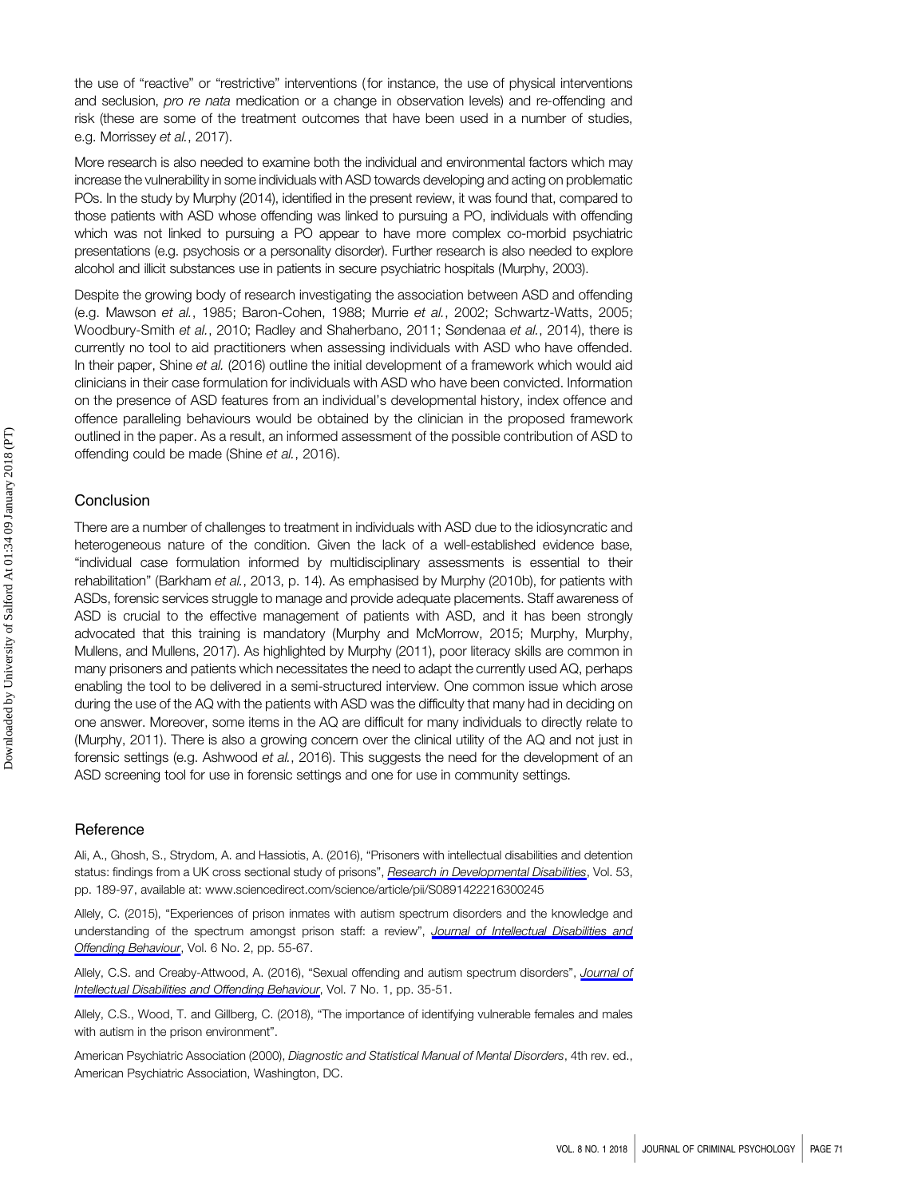the use of "reactive" or "restrictive" interventions (for instance, the use of physical interventions and seclusion, *pro re nata* medication or a change in observation levels) and re-offending and risk (these are some of the treatment outcomes that have been used in a number of studies, e.g. Morrissey *et al.*, 2017).

More research is also needed to examine both the individual and environmental factors which may increase the vulnerability in some individuals with ASD towards developing and acting on problematic POs. In the study by Murphy (2014), identified in the present review, it was found that, compared to those patients with ASD whose offending was linked to pursuing a PO, individuals with offending which was not linked to pursuing a PO appear to have more complex co-morbid psychiatric presentations (e.g. psychosis or a personality disorder). Further research is also needed to explore alcohol and illicit substances use in patients in secure psychiatric hospitals (Murphy, 2003).

Despite the growing body of research investigating the association between ASD and offending (e.g. Mawson *et al.*, 1985; Baron-Cohen, 1988; Murrie *et al.*, 2002; Schwartz-Watts, 2005; Woodbury-Smith *et al.*, 2010; Radley and Shaherbano, 2011; Søndenaa *et al.*, 2014), there is currently no tool to aid practitioners when assessing individuals with ASD who have offended. In their paper, Shine *et al.* (2016) outline the initial development of a framework which would aid clinicians in their case formulation for individuals with ASD who have been convicted. Information on the presence of ASD features from an individual's developmental history, index offence and offence paralleling behaviours would be obtained by the clinician in the proposed framework outlined in the paper. As a result, an informed assessment of the possible contribution of ASD to offending could be made (Shine *et al.*, 2016).

## Conclusion

There are a number of challenges to treatment in individuals with ASD due to the idiosyncratic and heterogeneous nature of the condition. Given the lack of a well-established evidence base, "individual case formulation informed by multidisciplinary assessments is essential to their rehabilitation" (Barkham *et al.*, 2013, p. 14). As emphasised by Murphy (2010b), for patients with ASDs, forensic services struggle to manage and provide adequate placements. Staff awareness of ASD is crucial to the effective management of patients with ASD, and it has been strongly advocated that this training is mandatory (Murphy and McMorrow, 2015; Murphy, Murphy, Mullens, and Mullens, 2017). As highlighted by Murphy (2011), poor literacy skills are common in many prisoners and patients which necessitates the need to adapt the currently used AQ, perhaps enabling the tool to be delivered in a semi-structured interview. One common issue which arose during the use of the AQ with the patients with ASD was the difficulty that many had in deciding on one answer. Moreover, some items in the AQ are difficult for many individuals to directly relate to (Murphy, 2011). There is also a growing concern over the clinical utility of the AQ and not just in forensic settings (e.g. Ashwood *et al.*, 2016). This suggests the need for the development of an ASD screening tool for use in forensic settings and one for use in community settings.

## Reference

Ali, A., Ghosh, S., Strydom, A. and Hassiotis, A. (2016), "Prisoners with intellectual disabilities and detention status: findings from a UK cross sectional study of prisons", *Research in Developmental Disabilities*, Vol. 53, pp. 189-97, available at: www.sciencedirect.com/science/article/pii/S0891422216300245

Allely, C. (2015), "Experiences of prison inmates with autism spectrum disorders and the knowledge and understanding of the spectrum amongst prison staff: a review", *Journal of Intellectual Disabilities and Offending Behaviour*, Vol. 6 No. 2, pp. 55-67.

Allely, C.S. and Creaby-Attwood, A. (2016), "Sexual offending and autism spectrum disorders", *Journal of Intellectual Disabilities and Offending Behaviour*, Vol. 7 No. 1, pp. 35-51.

Allely, C.S., Wood, T. and Gillberg, C. (2018), "The importance of identifying vulnerable females and males with autism in the prison environment".

American Psychiatric Association (2000), *Diagnostic and Statistical Manual of Mental Disorders*, 4th rev. ed., American Psychiatric Association, Washington, DC.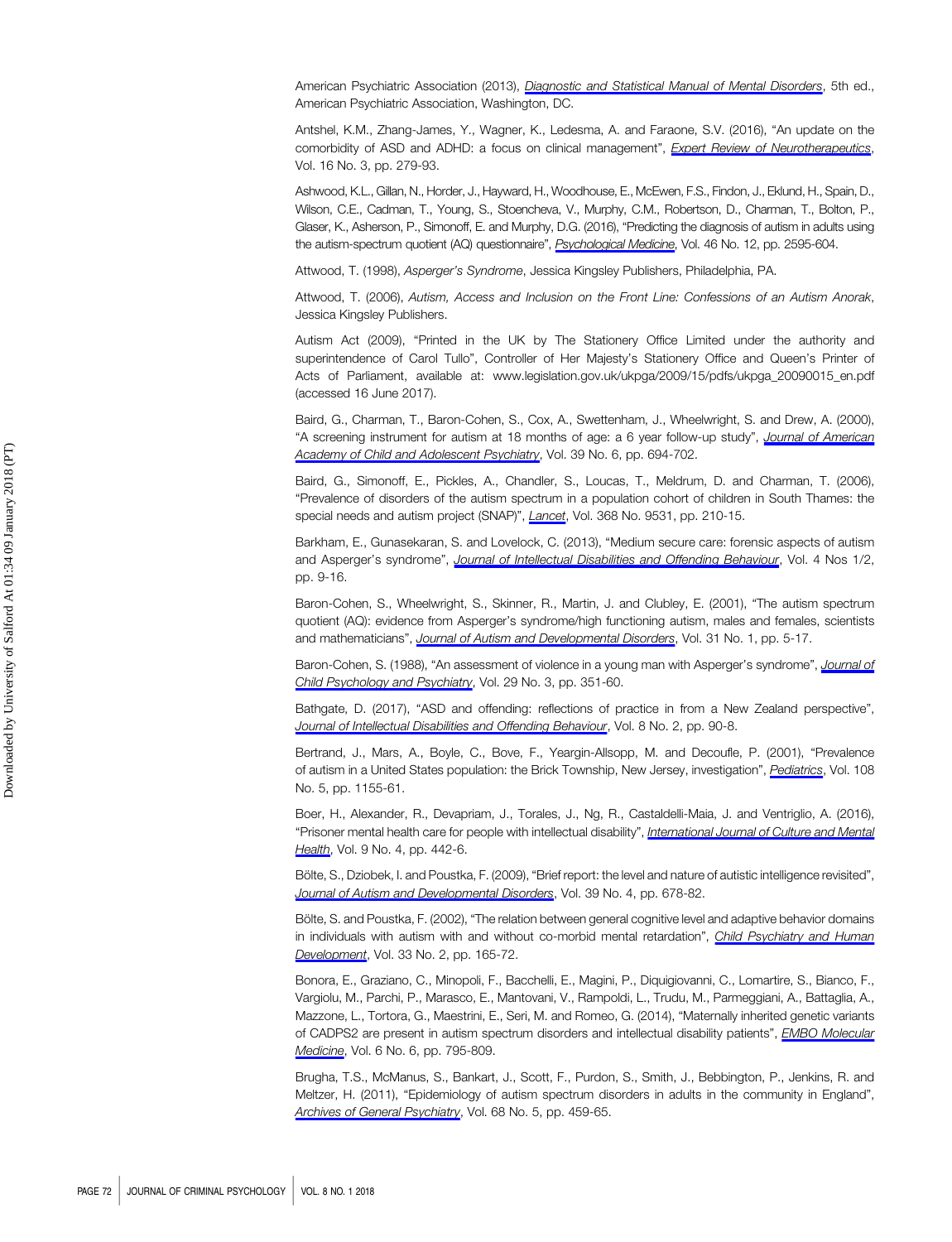American Psychiatric Association (2013), *Diagnostic and Statistical Manual of Mental Disorders*, 5th ed., American Psychiatric Association, Washington, DC.

Antshel, K.M., Zhang-James, Y., Wagner, K., Ledesma, A. and Faraone, S.V. (2016), "An update on the comorbidity of ASD and ADHD: a focus on clinical management", *Expert Review of Neurotherapeutics*, Vol. 16 No. 3, pp. 279-93.

Ashwood, K.L., Gillan, N., Horder, J., Hayward, H., Woodhouse, E., McEwen, F.S., Findon, J., Eklund, H., Spain, D., Wilson, C.E., Cadman, T., Young, S., Stoencheva, V., Murphy, C.M., Robertson, D., Charman, T., Bolton, P., Glaser, K., Asherson, P., Simonoff, E. and Murphy, D.G. (2016), "Predicting the diagnosis of autism in adults using the autism-spectrum quotient (AQ) questionnaire", *Psychological Medicine*, Vol. 46 No. 12, pp. 2595-604.

Attwood, T. (1998), *Asperger's Syndrome*, Jessica Kingsley Publishers, Philadelphia, PA.

Attwood, T. (2006), *Autism, Access and Inclusion on the Front Line: Confessions of an Autism Anorak*, Jessica Kingsley Publishers.

Autism Act (2009), "Printed in the UK by The Stationery Office Limited under the authority and superintendence of Carol Tullo", Controller of Her Majesty's Stationery Office and Queen's Printer of Acts of Parliament, available at: www.legislation.gov.uk/ukpga/2009/15/pdfs/ukpga_20090015_en.pdf (accessed 16 June 2017).

Baird, G., Charman, T., Baron-Cohen, S., Cox, A., Swettenham, J., Wheelwright, S. and Drew, A. (2000), "A screening instrument for autism at 18 months of age: a 6 year follow-up study", *Journal of American Academy of Child and Adolescent Psychiatry*, Vol. 39 No. 6, pp. 694-702.

Baird, G., Simonoff, E., Pickles, A., Chandler, S., Loucas, T., Meldrum, D. and Charman, T. (2006), "Prevalence of disorders of the autism spectrum in a population cohort of children in South Thames: the special needs and autism project (SNAP)", *Lancet*, Vol. 368 No. 9531, pp. 210-15.

Barkham, E., Gunasekaran, S. and Lovelock, C. (2013), "Medium secure care: forensic aspects of autism and Asperger's syndrome", *Journal of Intellectual Disabilities and Offending Behaviour*, Vol. 4 Nos 1/2, pp. 9-16.

Baron-Cohen, S., Wheelwright, S., Skinner, R., Martin, J. and Clubley, E. (2001), "The autism spectrum quotient (AQ): evidence from Asperger's syndrome/high functioning autism, males and females, scientists and mathematicians", *Journal of Autism and Developmental Disorders*, Vol. 31 No. 1, pp. 5-17.

Baron-Cohen, S. (1988), "An assessment of violence in a young man with Asperger's syndrome", *Journal of Child Psychology and Psychiatry*, Vol. 29 No. 3, pp. 351-60.

Bathgate, D. (2017), "ASD and offending: reflections of practice in from a New Zealand perspective", *Journal of Intellectual Disabilities and Offending Behaviour*, Vol. 8 No. 2, pp. 90-8.

Bertrand, J., Mars, A., Boyle, C., Bove, F., Yeargin-Allsopp, M. and Decoufle, P. (2001), "Prevalence of autism in a United States population: the Brick Township, New Jersey, investigation", *Pediatrics*, Vol. 108 No. 5, pp. 1155-61.

Boer, H., Alexander, R., Devapriam, J., Torales, J., Ng, R., Castaldelli-Maia, J. and Ventriglio, A. (2016), "Prisoner mental health care for people with intellectual disability", *International Journal of Culture and Mental Health*, Vol. 9 No. 4, pp. 442-6.

Bölte, S., Dziobek, I. and Poustka, F. (2009), "Brief report: the level and nature of autistic intelligence revisited", *Journal of Autism and Developmental Disorders*, Vol. 39 No. 4, pp. 678-82.

Bölte, S. and Poustka, F. (2002), "The relation between general cognitive level and adaptive behavior domains in individuals with autism with and without co-morbid mental retardation", *Child Psychiatry and Human Development*, Vol. 33 No. 2, pp. 165-72.

Bonora, E., Graziano, C., Minopoli, F., Bacchelli, E., Magini, P., Diquigiovanni, C., Lomartire, S., Bianco, F., Vargiolu, M., Parchi, P., Marasco, E., Mantovani, V., Rampoldi, L., Trudu, M., Parmeggiani, A., Battaglia, A., Mazzone, L., Tortora, G., Maestrini, E., Seri, M. and Romeo, G. (2014), "Maternally inherited genetic variants of CADPS2 are present in autism spectrum disorders and intellectual disability patients", *EMBO Molecular Medicine*, Vol. 6 No. 6, pp. 795-809.

Brugha, T.S., McManus, S., Bankart, J., Scott, F., Purdon, S., Smith, J., Bebbington, P., Jenkins, R. and Meltzer, H. (2011), "Epidemiology of autism spectrum disorders in adults in the community in England", *Archives of General Psychiatry*, Vol. 68 No. 5, pp. 459-65.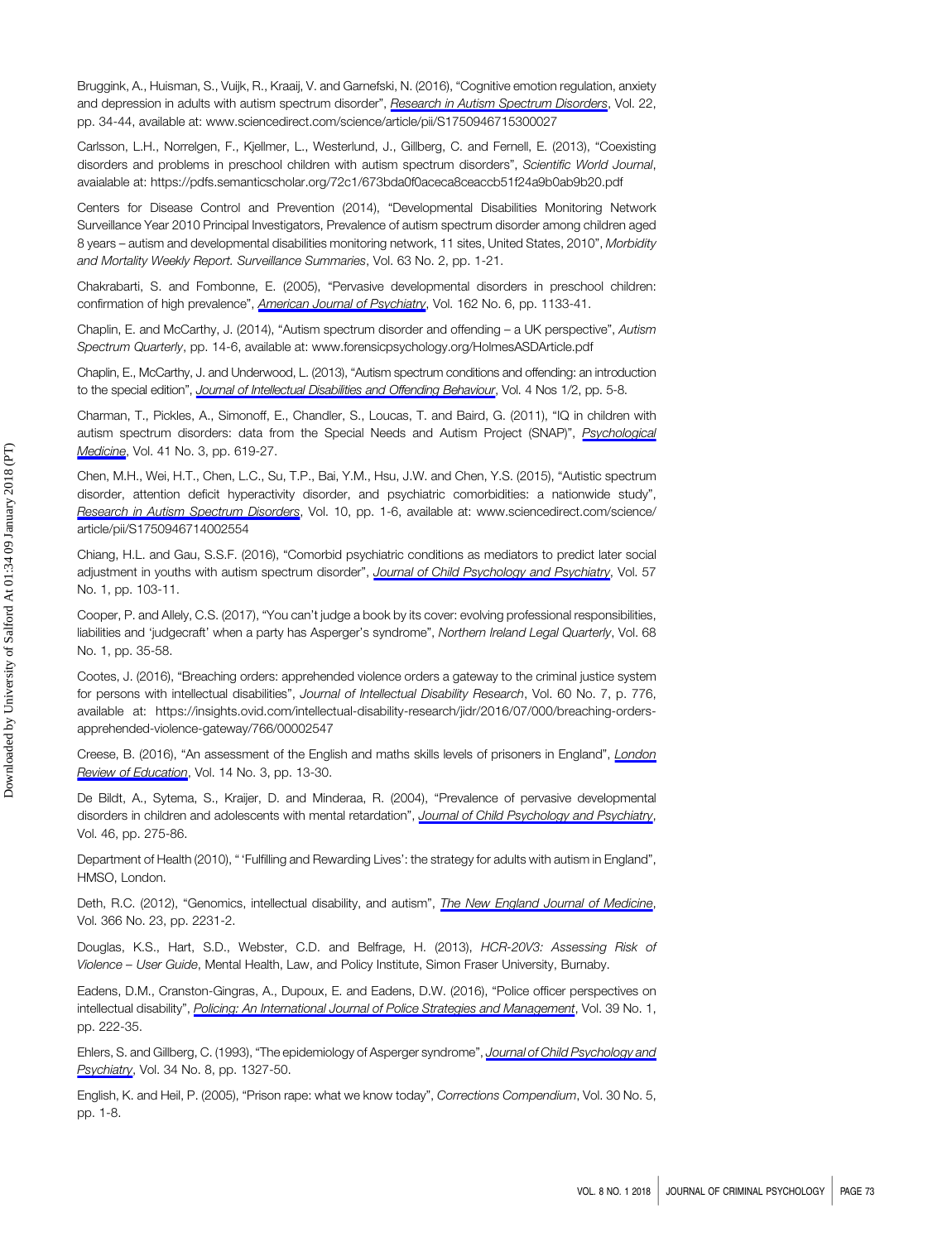Bruggink, A., Huisman, S., Vuijk, R., Kraaij, V. and Garnefski, N. (2016), "Cognitive emotion regulation, anxiety and depression in adults with autism spectrum disorder", *Research in Autism Spectrum Disorders*, Vol. 22, pp. 34-44, available at: www.sciencedirect.com/science/article/pii/S1750946715300027

Carlsson, L.H., Norrelgen, F., Kjellmer, L., Westerlund, J., Gillberg, C. and Fernell, E. (2013), "Coexisting disorders and problems in preschool children with autism spectrum disorders", *Scientific World Journal*, avaialable at: https://pdfs.semanticscholar.org/72c1/673bda0f0aceca8ceaccb51f24a9b0ab9b20.pdf

Centers for Disease Control and Prevention (2014), "Developmental Disabilities Monitoring Network Surveillance Year 2010 Principal Investigators, Prevalence of autism spectrum disorder among children aged 8 years – autism and developmental disabilities monitoring network, 11 sites, United States, 2010", *Morbidity and Mortality Weekly Report. Surveillance Summaries*, Vol. 63 No. 2, pp. 1-21.

Chakrabarti, S. and Fombonne, E. (2005), "Pervasive developmental disorders in preschool children: confirmation of high prevalence", *American Journal of Psychiatry*, Vol. 162 No. 6, pp. 1133-41.

Chaplin, E. and McCarthy, J. (2014), "Autism spectrum disorder and offending – a UK perspective", *Autism Spectrum Quarterly*, pp. 14-6, available at: www.forensicpsychology.org/HolmesASDArticle.pdf

Chaplin, E., McCarthy, J. and Underwood, L. (2013), "Autism spectrum conditions and offending: an introduction to the special edition", *Journal of Intellectual Disabilities and Offending Behaviour*, Vol. 4 Nos 1/2, pp. 5-8.

Charman, T., Pickles, A., Simonoff, E., Chandler, S., Loucas, T. and Baird, G. (2011), "IQ in children with autism spectrum disorders: data from the Special Needs and Autism Project (SNAP)", *Psychological Medicine*, Vol. 41 No. 3, pp. 619-27.

Chen, M.H., Wei, H.T., Chen, L.C., Su, T.P., Bai, Y.M., Hsu, J.W. and Chen, Y.S. (2015), "Autistic spectrum disorder, attention deficit hyperactivity disorder, and psychiatric comorbidities: a nationwide study", *Research in Autism Spectrum Disorders*, Vol. 10, pp. 1-6, available at: www.sciencedirect.com/science/article/pii/S1750946714002554

Chiang, H.L. and Gau, S.S.F. (2016), "Comorbid psychiatric conditions as mediators to predict later social adjustment in youths with autism spectrum disorder", *Journal of Child Psychology and Psychiatry*, Vol. 57 No. 1, pp. 103-11.

Cooper, P. and Allely, C.S. (2017), "You can't judge a book by its cover: evolving professional responsibilities, liabilities and 'judgecraft' when a party has Asperger's syndrome", *Northern Ireland Legal Quarterly*, Vol. 68 No. 1, pp. 35-58.

Cootes, J. (2016), "Breaching orders: apprehended violence orders a gateway to the criminal justice system for persons with intellectual disabilities", *Journal of Intellectual Disability Research*, Vol. 60 No. 7, p. 776, available at: https://insights.ovid.com/intellectual-disability-research/jidr/2016/07/000/breaching-orders-apprehended-violence-gateway/766/00002547

Creese, B. (2016), "An assessment of the English and maths skills levels of prisoners in England", *London Review of Education*, Vol. 14 No. 3, pp. 13-30.

De Bildt, A., Sytema, S., Kraijer, D. and Minderaa, R. (2004), "Prevalence of pervasive developmental disorders in children and adolescents with mental retardation", *Journal of Child Psychology and Psychiatry*, Vol. 46, pp. 275-86.

Department of Health (2010), " 'Fulfilling and Rewarding Lives': the strategy for adults with autism in England", HMSO, London.

Deth, R.C. (2012), "Genomics, intellectual disability, and autism", *The New England Journal of Medicine*, Vol. 366 No. 23, pp. 2231-2.

Douglas, K.S., Hart, S.D., Webster, C.D. and Belfrage, H. (2013), *HCR-20V3: Assessing Risk of Violence – User Guide*, Mental Health, Law, and Policy Institute, Simon Fraser University, Burnaby.

Eadens, D.M., Cranston-Gingras, A., Dupoux, E. and Eadens, D.W. (2016), "Police officer perspectives on intellectual disability", *Policing: An International Journal of Police Strategies and Management*, Vol. 39 No. 1, pp. 222-35.

Ehlers, S. and Gillberg, C. (1993), "The epidemiology of Asperger syndrome", *Journal of Child Psychology and Psychiatry*, Vol. 34 No. 8, pp. 1327-50.

English, K. and Heil, P. (2005), "Prison rape: what we know today", *Corrections Compendium*, Vol. 30 No. 5, pp. 1-8.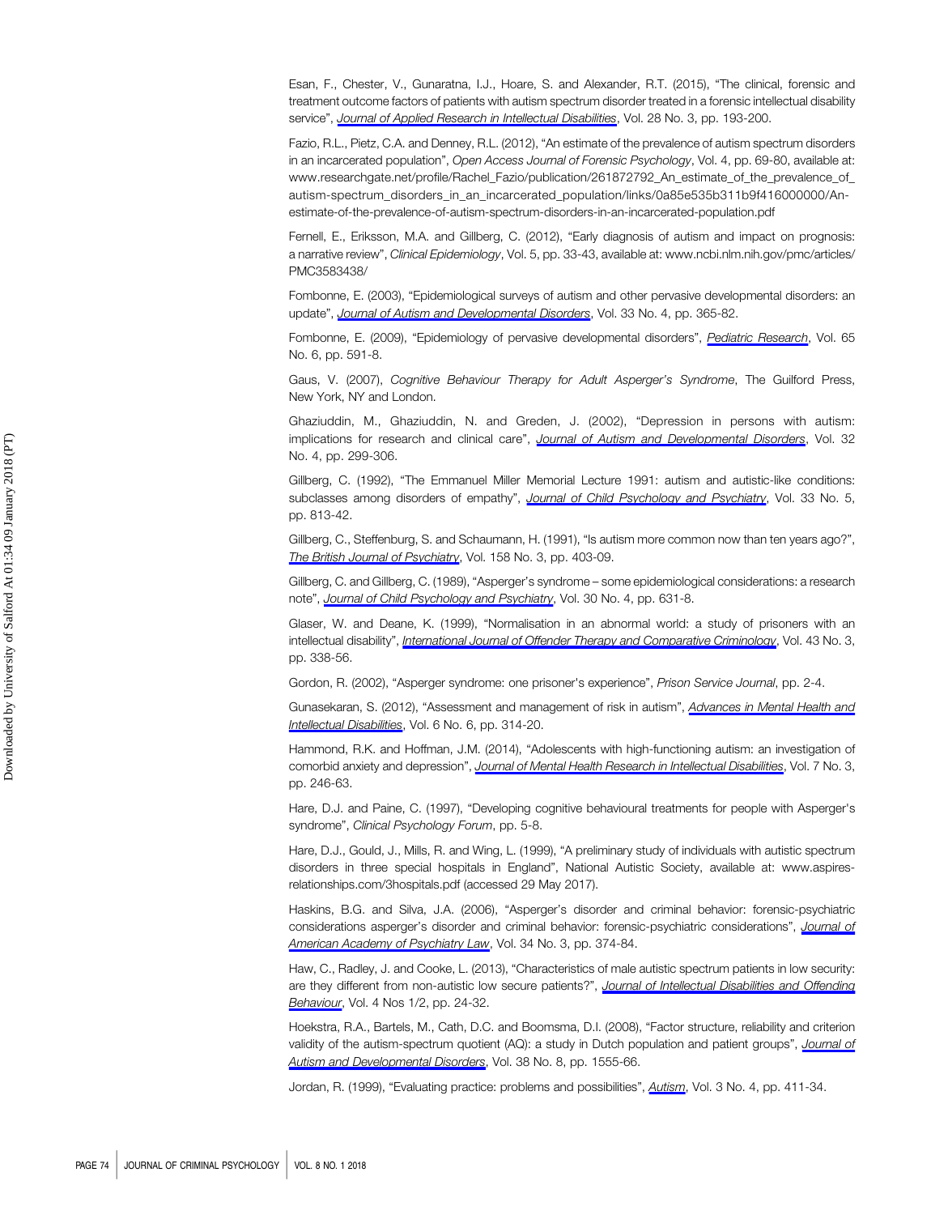Esan, F., Chester, V., Gunaratna, I.J., Hoare, S. and Alexander, R.T. (2015), "The clinical, forensic and treatment outcome factors of patients with autism spectrum disorder treated in a forensic intellectual disability service", *Journal of Applied Research in Intellectual Disabilities*, Vol. 28 No. 3, pp. 193-200.

Fazio, R.L., Pietz, C.A. and Denney, R.L. (2012), "An estimate of the prevalence of autism spectrum disorders in an incarcerated population", *Open Access Journal of Forensic Psychology*, Vol. 4, pp. 69-80, available at: www.researchgate.net/profile/Rachel_Fazio/publication/261872792_An_estimate_of_the_prevalence_of_autism-spectrum_disorders_in_an_incarcerated_population/links/0a85e535b311b9f416000000/An-estimate-of-the-prevalence-of-autism-spectrum-disorders-in-an-incarcerated-population.pdf

Fernell, E., Eriksson, M.A. and Gillberg, C. (2012), "Early diagnosis of autism and impact on prognosis: a narrative review", *Clinical Epidemiology*, Vol. 5, pp. 33-43, available at: www.ncbi.nlm.nih.gov/pmc/articles/PMC3583438/

Fombonne, E. (2003), "Epidemiological surveys of autism and other pervasive developmental disorders: an update", *Journal of Autism and Developmental Disorders*, Vol. 33 No. 4, pp. 365-82.

Fombonne, E. (2009), "Epidemiology of pervasive developmental disorders", *Pediatric Research*, Vol. 65 No. 6, pp. 591-8.

Gaus, V. (2007), *Cognitive Behaviour Therapy for Adult Asperger's Syndrome*, The Guilford Press, New York, NY and London.

Ghaziuddin, M., Ghaziuddin, N. and Greden, J. (2002), "Depression in persons with autism: implications for research and clinical care", *Journal of Autism and Developmental Disorders*, Vol. 32 No. 4, pp. 299-306.

Gillberg, C. (1992), "The Emmanuel Miller Memorial Lecture 1991: autism and autistic-like conditions: subclasses among disorders of empathy", *Journal of Child Psychology and Psychiatry*, Vol. 33 No. 5, pp. 813-42.

Gillberg, C., Steffenburg, S. and Schaumann, H. (1991), "Is autism more common now than ten years ago?", *The British Journal of Psychiatry*, Vol. 158 No. 3, pp. 403-09.

Gillberg, C. and Gillberg, C. (1989), "Asperger's syndrome – some epidemiological considerations: a research note", *Journal of Child Psychology and Psychiatry*, Vol. 30 No. 4, pp. 631-8.

Glaser, W. and Deane, K. (1999), "Normalisation in an abnormal world: a study of prisoners with an intellectual disability", *International Journal of Offender Therapy and Comparative Criminology*, Vol. 43 No. 3, pp. 338-56.

Gordon, R. (2002), "Asperger syndrome: one prisoner's experience", *Prison Service Journal*, pp. 2-4.

Gunasekaran, S. (2012), "Assessment and management of risk in autism", *Advances in Mental Health and Intellectual Disabilities*, Vol. 6 No. 6, pp. 314-20.

Hammond, R.K. and Hoffman, J.M. (2014), "Adolescents with high-functioning autism: an investigation of comorbid anxiety and depression", *Journal of Mental Health Research in Intellectual Disabilities*, Vol. 7 No. 3, pp. 246-63.

Hare, D.J. and Paine, C. (1997), "Developing cognitive behavioural treatments for people with Asperger's syndrome", *Clinical Psychology Forum*, pp. 5-8.

Hare, D.J., Gould, J., Mills, R. and Wing, L. (1999), "A preliminary study of individuals with autistic spectrum disorders in three special hospitals in England", National Autistic Society, available at: www.aspires-relationships.com/3hospitals.pdf (accessed 29 May 2017).

Haskins, B.G. and Silva, J.A. (2006), "Asperger's disorder and criminal behavior: forensic-psychiatric considerations asperger's disorder and criminal behavior: forensic-psychiatric considerations", *Journal of American Academy of Psychiatry Law*, Vol. 34 No. 3, pp. 374-84.

Haw, C., Radley, J. and Cooke, L. (2013), "Characteristics of male autistic spectrum patients in low security: are they different from non-autistic low secure patients?", *Journal of Intellectual Disabilities and Offending Behaviour*, Vol. 4 Nos 1/2, pp. 24-32.

Hoekstra, R.A., Bartels, M., Cath, D.C. and Boomsma, D.I. (2008), "Factor structure, reliability and criterion validity of the autism-spectrum quotient (AQ): a study in Dutch population and patient groups", *Journal of Autism and Developmental Disorders*, Vol. 38 No. 8, pp. 1555-66.

Jordan, R. (1999), "Evaluating practice: problems and possibilities", *Autism*, Vol. 3 No. 4, pp. 411-34.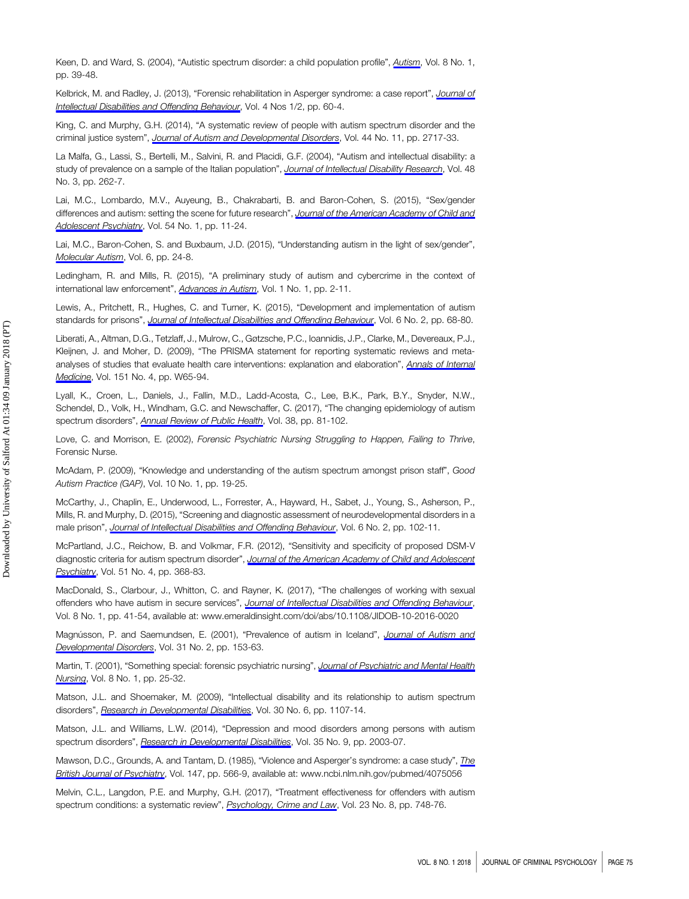Keen, D. and Ward, S. (2004), "Autistic spectrum disorder: a child population profile", *Autism*, Vol. 8 No. 1, pp. 39-48.

Kelbrick, M. and Radley, J. (2013), "Forensic rehabilitation in Asperger syndrome: a case report", *Journal of Intellectual Disabilities and Offending Behaviour*, Vol. 4 Nos 1/2, pp. 60-4.

King, C. and Murphy, G.H. (2014), "A systematic review of people with autism spectrum disorder and the criminal justice system", *Journal of Autism and Developmental Disorders*, Vol. 44 No. 11, pp. 2717-33.

La Malfa, G., Lassi, S., Bertelli, M., Salvini, R. and Placidi, G.F. (2004), "Autism and intellectual disability: a study of prevalence on a sample of the Italian population", *Journal of Intellectual Disability Research*, Vol. 48 No. 3, pp. 262-7.

Lai, M.C., Lombardo, M.V., Auyeung, B., Chakrabarti, B. and Baron-Cohen, S. (2015), "Sex/gender differences and autism: setting the scene for future research", *Journal of the American Academy of Child and Adolescent Psychiatry*, Vol. 54 No. 1, pp. 11-24.

Lai, M.C., Baron-Cohen, S. and Buxbaum, J.D. (2015), "Understanding autism in the light of sex/gender", *Molecular Autism*, Vol. 6, pp. 24-8.

Ledingham, R. and Mills, R. (2015), "A preliminary study of autism and cybercrime in the context of international law enforcement", *Advances in Autism*, Vol. 1 No. 1, pp. 2-11.

Lewis, A., Pritchett, R., Hughes, C. and Turner, K. (2015), "Development and implementation of autism standards for prisons", *Journal of Intellectual Disabilities and Offending Behaviour*, Vol. 6 No. 2, pp. 68-80.

Liberati, A., Altman, D.G., Tetzlaff, J., Mulrow, C., Gøtzsche, P.C., Ioannidis, J.P., Clarke, M., Devereaux, P.J., Kleijnen, J. and Moher, D. (2009), "The PRISMA statement for reporting systematic reviews and meta-analyses of studies that evaluate health care interventions: explanation and elaboration", *Annals of Internal Medicine*, Vol. 151 No. 4, pp. W65-94.

Lyall, K., Croen, L., Daniels, J., Fallin, M.D., Ladd-Acosta, C., Lee, B.K., Park, B.Y., Snyder, N.W., Schendel, D., Volk, H., Windham, G.C. and Newschaffer, C. (2017), "The changing epidemiology of autism spectrum disorders", *Annual Review of Public Health*, Vol. 38, pp. 81-102.

Love, C. and Morrison, E. (2002), *Forensic Psychiatric Nursing Struggling to Happen, Failing to Thrive*, Forensic Nurse.

McAdam, P. (2009), "Knowledge and understanding of the autism spectrum amongst prison staff", *Good Autism Practice (GAP)*, Vol. 10 No. 1, pp. 19-25.

McCarthy, J., Chaplin, E., Underwood, L., Forrester, A., Hayward, H., Sabet, J., Young, S., Asherson, P., Mills, R. and Murphy, D. (2015), "Screening and diagnostic assessment of neurodevelopmental disorders in a male prison", *Journal of Intellectual Disabilities and Offending Behaviour*, Vol. 6 No. 2, pp. 102-11.

McPartland, J.C., Reichow, B. and Volkmar, F.R. (2012), "Sensitivity and specificity of proposed DSM-V diagnostic criteria for autism spectrum disorder", *Journal of the American Academy of Child and Adolescent Psychiatry*, Vol. 51 No. 4, pp. 368-83.

MacDonald, S., Clarbour, J., Whitton, C. and Rayner, K. (2017), "The challenges of working with sexual offenders who have autism in secure services", *Journal of Intellectual Disabilities and Offending Behaviour*, Vol. 8 No. 1, pp. 41-54, available at: www.emeraldinsight.com/doi/abs/10.1108/JIDOB-10-2016-0020

Magnússon, P. and Saemundsen, E. (2001), "Prevalence of autism in Iceland", *Journal of Autism and Developmental Disorders*, Vol. 31 No. 2, pp. 153-63.

Martin, T. (2001), "Something special: forensic psychiatric nursing", *Journal of Psychiatric and Mental Health Nursing*, Vol. 8 No. 1, pp. 25-32.

Matson, J.L. and Shoemaker, M. (2009), "Intellectual disability and its relationship to autism spectrum disorders", *Research in Developmental Disabilities*, Vol. 30 No. 6, pp. 1107-14.

Matson, J.L. and Williams, L.W. (2014), "Depression and mood disorders among persons with autism spectrum disorders", *Research in Developmental Disabilities*, Vol. 35 No. 9, pp. 2003-07.

Mawson, D.C., Grounds, A. and Tantam, D. (1985), "Violence and Asperger's syndrome: a case study", *The British Journal of Psychiatry*, Vol. 147, pp. 566-9, available at: www.ncbi.nlm.nih.gov/pubmed/4075056

Melvin, C.L., Langdon, P.E. and Murphy, G.H. (2017), "Treatment effectiveness for offenders with autism spectrum conditions: a systematic review", *Psychology, Crime and Law*, Vol. 23 No. 8, pp. 748-76.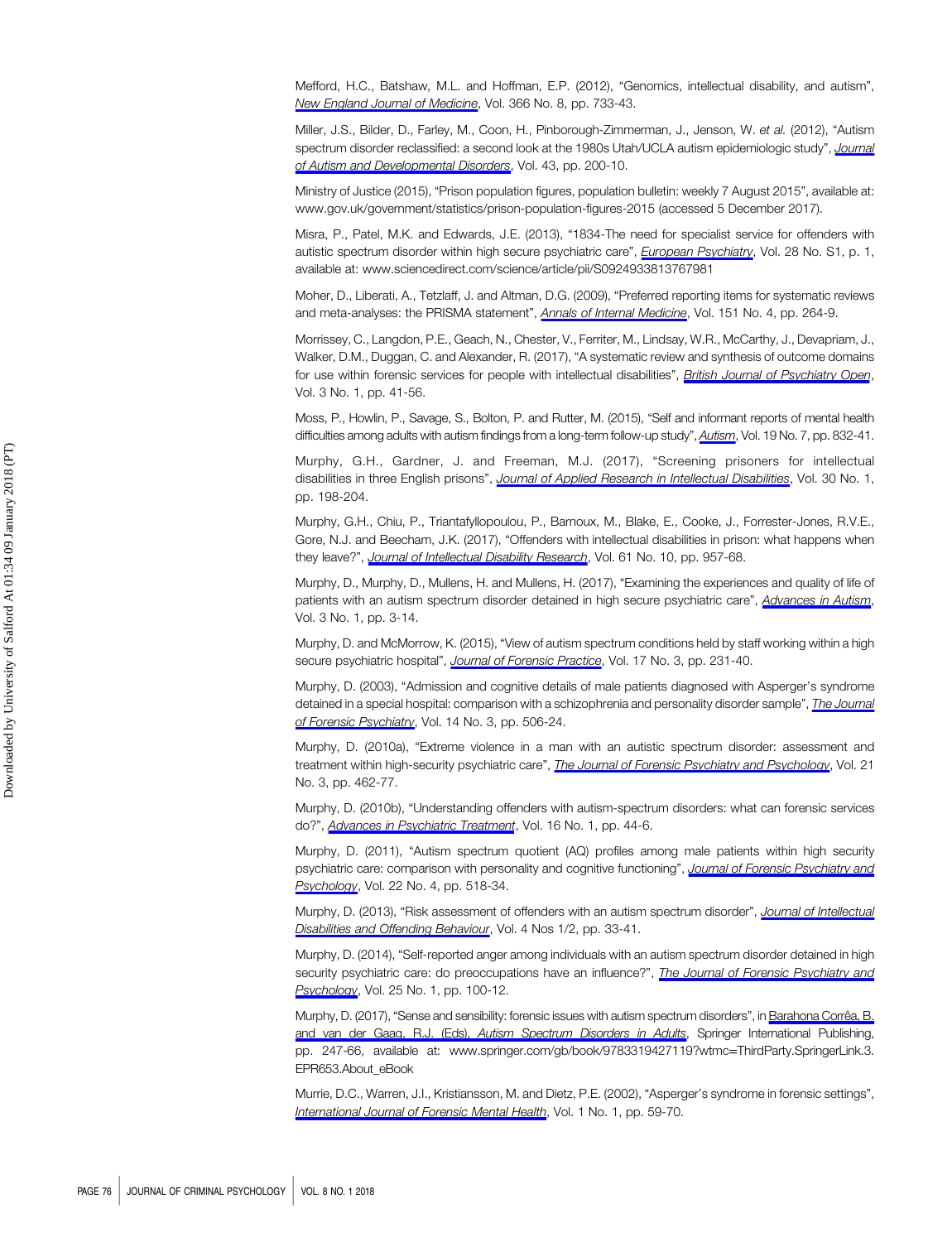Mefford, H.C., Batshaw, M.L. and Hoffman, E.P. (2012), "Genomics, intellectual disability, and autism", *New England Journal of Medicine*, Vol. 366 No. 8, pp. 733-43.

Miller, J.S., Bilder, D., Farley, M., Coon, H., Pinborough-Zimmerman, J., Jenson, W. *et al.* (2012), "Autism spectrum disorder reclassified: a second look at the 1980s Utah/UCLA autism epidemiologic study", *Journal of Autism and Developmental Disorders*, Vol. 43, pp. 200-10.

Ministry of Justice (2015), "Prison population figures, population bulletin: weekly 7 August 2015", available at: www.gov.uk/government/statistics/prison-population-figures-2015 (accessed 5 December 2017).

Misra, P., Patel, M.K. and Edwards, J.E. (2013), "1834-The need for specialist service for offenders with autistic spectrum disorder within high secure psychiatric care", *European Psychiatry*, Vol. 28 No. S1, p. 1, available at: www.sciencedirect.com/science/article/pii/S0924933813767981

Moher, D., Liberati, A., Tetzlaff, J. and Altman, D.G. (2009), "Preferred reporting items for systematic reviews and meta-analyses: the PRISMA statement", *Annals of Internal Medicine*, Vol. 151 No. 4, pp. 264-9.

Morrissey, C., Langdon, P.E., Geach, N., Chester, V., Ferriter, M., Lindsay, W.R., McCarthy, J., Devapriam, J., Walker, D.M., Duggan, C. and Alexander, R. (2017), "A systematic review and synthesis of outcome domains for use within forensic services for people with intellectual disabilities", *British Journal of Psychiatry Open*, Vol. 3 No. 1, pp. 41-56.

Moss, P., Howlin, P., Savage, S., Bolton, P. and Rutter, M. (2015), "Self and informant reports of mental health difficulties among adults with autism findings from a long-term follow-up study", *Autism*, Vol. 19 No. 7, pp. 832-41.

Murphy, G.H., Gardner, J. and Freeman, M.J. (2017), "Screening prisoners for intellectual disabilities in three English prisons", *Journal of Applied Research in Intellectual Disabilities*, Vol. 30 No. 1, pp. 198-204.

Murphy, G.H., Chiu, P., Triantafyllopoulou, P., Barnoux, M., Blake, E., Cooke, J., Forrester-Jones, R.V.E., Gore, N.J. and Beecham, J.K. (2017), "Offenders with intellectual disabilities in prison: what happens when they leave?", *Journal of Intellectual Disability Research*, Vol. 61 No. 10, pp. 957-68.

Murphy, D., Murphy, D., Mullens, H. and Mullens, H. (2017), "Examining the experiences and quality of life of patients with an autism spectrum disorder detained in high secure psychiatric care", *Advances in Autism*, Vol. 3 No. 1, pp. 3-14.

Murphy, D. and McMorrow, K. (2015), "View of autism spectrum conditions held by staff working within a high secure psychiatric hospital", *Journal of Forensic Practice*, Vol. 17 No. 3, pp. 231-40.

Murphy, D. (2003), "Admission and cognitive details of male patients diagnosed with Asperger's syndrome detained in a special hospital: comparison with a schizophrenia and personality disorder sample", *The Journal of Forensic Psychiatry*, Vol. 14 No. 3, pp. 506-24.

Murphy, D. (2010a), "Extreme violence in a man with an autistic spectrum disorder: assessment and treatment within high-security psychiatric care", *The Journal of Forensic Psychiatry and Psychology*, Vol. 21 No. 3, pp. 462-77.

Murphy, D. (2010b), "Understanding offenders with autism-spectrum disorders: what can forensic services do?", *Advances in Psychiatric Treatment*, Vol. 16 No. 1, pp. 44-6.

Murphy, D. (2011), "Autism spectrum quotient (AQ) profiles among male patients within high security psychiatric care: comparison with personality and cognitive functioning", *Journal of Forensic Psychiatry and Psychology*, Vol. 22 No. 4, pp. 518-34.

Murphy, D. (2013), "Risk assessment of offenders with an autism spectrum disorder", *Journal of Intellectual Disabilities and Offending Behaviour*, Vol. 4 Nos 1/2, pp. 33-41.

Murphy, D. (2014), "Self-reported anger among individuals with an autism spectrum disorder detained in high security psychiatric care: do preoccupations have an influence?", *The Journal of Forensic Psychiatry and Psychology*, Vol. 25 No. 1, pp. 100-12.

Murphy, D. (2017), "Sense and sensibility: forensic issues with autism spectrum disorders", in Barahona Corrêa, B. and van der Gaag, R.J. (Eds), *Autism Spectrum Disorders in Adults*, Springer International Publishing, pp. 247-66, available at: www.springer.com/gb/book/9783319427119?wtmc=ThirdParty.SpringerLink.3.EPR653.About_eBook

Murrie, D.C., Warren, J.I., Kristiansson, M. and Dietz, P.E. (2002), "Asperger's syndrome in forensic settings", *International Journal of Forensic Mental Health*, Vol. 1 No. 1, pp. 59-70.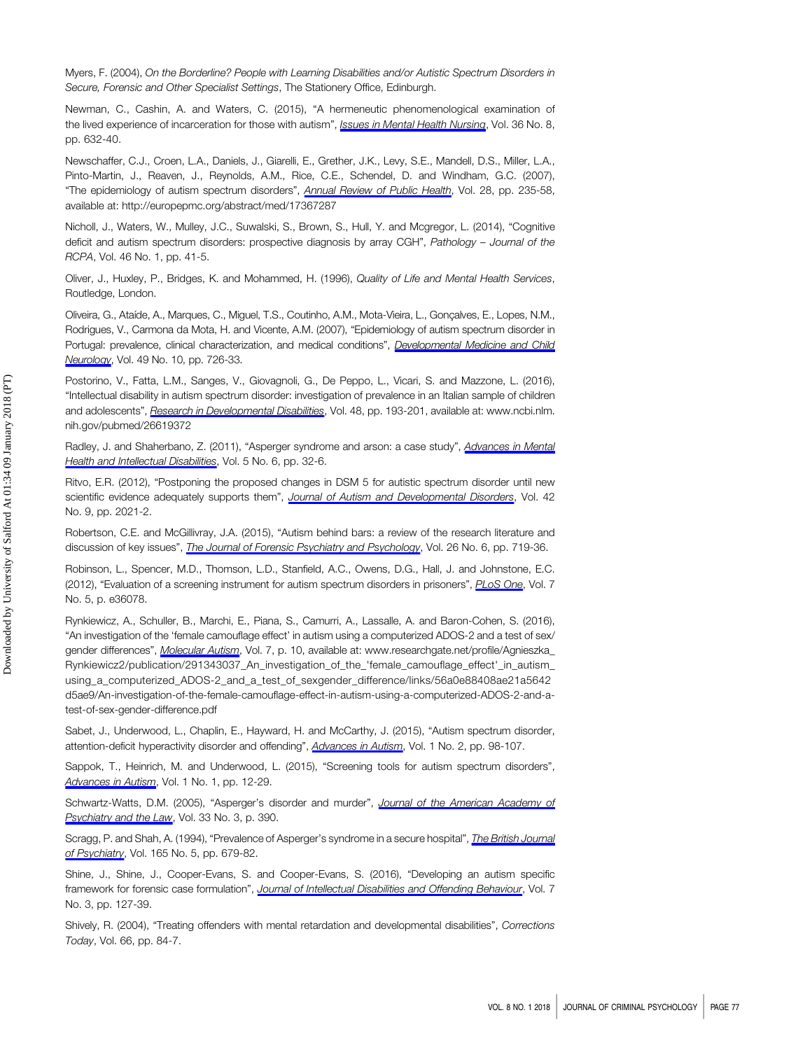Myers, F. (2004), *On the Borderline? People with Learning Disabilities and/or Autistic Spectrum Disorders in Secure, Forensic and Other Specialist Settings*, The Stationery Office, Edinburgh.

Newman, C., Cashin, A. and Waters, C. (2015), "A hermeneutic phenomenological examination of the lived experience of incarceration for those with autism", *Issues in Mental Health Nursing*, Vol. 36 No. 8, pp. 632-40.

Newschaffer, C.J., Croen, L.A., Daniels, J., Giarelli, E., Grether, J.K., Levy, S.E., Mandell, D.S., Miller, L.A., Pinto-Martin, J., Reaven, J., Reynolds, A.M., Rice, C.E., Schendel, D. and Windham, G.C. (2007), "The epidemiology of autism spectrum disorders", *Annual Review of Public Health*, Vol. 28, pp. 235-58, available at: http://europepmc.org/abstract/med/17367287

Nicholl, J., Waters, W., Mulley, J.C., Suwalski, S., Brown, S., Hull, Y. and Mcgregor, L. (2014), "Cognitive deficit and autism spectrum disorders: prospective diagnosis by array CGH", *Pathology – Journal of the RCPA*, Vol. 46 No. 1, pp. 41-5.

Oliver, J., Huxley, P., Bridges, K. and Mohammed, H. (1996), *Quality of Life and Mental Health Services*, Routledge, London.

Oliveira, G., Ataíde, A., Marques, C., Miguel, T.S., Coutinho, A.M., Mota-Vieira, L., Gonçalves, E., Lopes, N.M., Rodrigues, V., Carmona da Mota, H. and Vicente, A.M. (2007), "Epidemiology of autism spectrum disorder in Portugal: prevalence, clinical characterization, and medical conditions", *Developmental Medicine and Child Neurology*, Vol. 49 No. 10, pp. 726-33.

Postorino, V., Fatta, L.M., Sanges, V., Giovagnoli, G., De Peppo, L., Vicari, S. and Mazzone, L. (2016), "Intellectual disability in autism spectrum disorder: investigation of prevalence in an Italian sample of children and adolescents", *Research in Developmental Disabilities*, Vol. 48, pp. 193-201, available at: www.ncbi.nlm.nih.gov/pubmed/26619372

Radley, J. and Shaherbano, Z. (2011), "Asperger syndrome and arson: a case study", *Advances in Mental Health and Intellectual Disabilities*, Vol. 5 No. 6, pp. 32-6.

Ritvo, E.R. (2012), "Postponing the proposed changes in DSM 5 for autistic spectrum disorder until new scientific evidence adequately supports them", *Journal of Autism and Developmental Disorders*, Vol. 42 No. 9, pp. 2021-2.

Robertson, C.E. and McGillivray, J.A. (2015), "Autism behind bars: a review of the research literature and discussion of key issues", *The Journal of Forensic Psychiatry and Psychology*, Vol. 26 No. 6, pp. 719-36.

Robinson, L., Spencer, M.D., Thomson, L.D., Stanfield, A.C., Owens, D.G., Hall, J. and Johnstone, E.C. (2012), "Evaluation of a screening instrument for autism spectrum disorders in prisoners", *PLoS One*, Vol. 7 No. 5, p. e36078.

Rynkiewicz, A., Schuller, B., Marchi, E., Piana, S., Camurri, A., Lassalle, A. and Baron-Cohen, S. (2016), "An investigation of the 'female camouflage effect' in autism using a computerized ADOS-2 and a test of sex/gender differences", *Molecular Autism*, Vol. 7, p. 10, available at: www.researchgate.net/profile/Agnieszka_Rynkiewicz2/publication/291343037_An_investigation_of_the_'female_camouflage_effect'_in_autism_using_a_computerized_ADOS-2_and_a_test_of_sexgender_difference/links/56a0e88408ae21a5642d5ae9/An-investigation-of-the-female-camouflage-effect-in-autism-using-a-computerized-ADOS-2-and-a-test-of-sex-gender-difference.pdf

Sabet, J., Underwood, L., Chaplin, E., Hayward, H. and McCarthy, J. (2015), "Autism spectrum disorder, attention-deficit hyperactivity disorder and offending", *Advances in Autism*, Vol. 1 No. 2, pp. 98-107.

Sappok, T., Heinrich, M. and Underwood, L. (2015), "Screening tools for autism spectrum disorders", *Advances in Autism*, Vol. 1 No. 1, pp. 12-29.

Schwartz-Watts, D.M. (2005), "Asperger's disorder and murder", *Journal of the American Academy of Psychiatry and the Law*, Vol. 33 No. 3, p. 390.

Scragg, P. and Shah, A. (1994), "Prevalence of Asperger's syndrome in a secure hospital", *The British Journal of Psychiatry*, Vol. 165 No. 5, pp. 679-82.

Shine, J., Shine, J., Cooper-Evans, S. and Cooper-Evans, S. (2016), "Developing an autism specific framework for forensic case formulation", *Journal of Intellectual Disabilities and Offending Behaviour*, Vol. 7 No. 3, pp. 127-39.

Shively, R. (2004), "Treating offenders with mental retardation and developmental disabilities", *Corrections Today*, Vol. 66, pp. 84-7.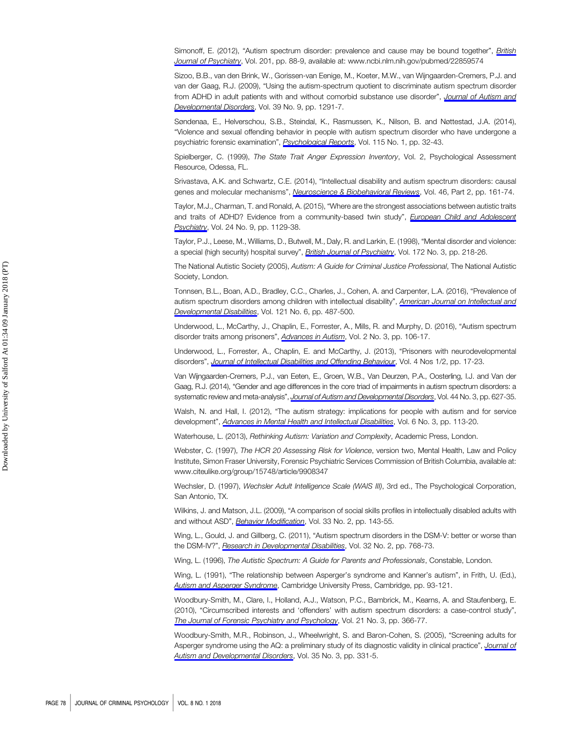Simonoff, E. (2012), "Autism spectrum disorder: prevalence and cause may be bound together", *British Journal of Psychiatry*, Vol. 201, pp. 88-9, available at: www.ncbi.nlm.nih.gov/pubmed/22859574

Sizoo, B.B., van den Brink, W., Gorissen-van Eenige, M., Koeter, M.W., van Wijngaarden-Cremers, P.J. and van der Gaag, R.J. (2009), "Using the autism-spectrum quotient to discriminate autism spectrum disorder from ADHD in adult patients with and without comorbid substance use disorder", *Journal of Autism and Developmental Disorders*, Vol. 39 No. 9, pp. 1291-7.

Søndenaa, E., Helverschou, S.B., Steindal, K., Rasmussen, K., Nilson, B. and Nøttestad, J.A. (2014), "Violence and sexual offending behavior in people with autism spectrum disorder who have undergone a psychiatric forensic examination", *Psychological Reports*, Vol. 115 No. 1, pp. 32-43.

Spielberger, C. (1999), *The State Trait Anger Expression Inventory*, Vol. 2, Psychological Assessment Resource, Odessa, FL.

Srivastava, A.K. and Schwartz, C.E. (2014), "Intellectual disability and autism spectrum disorders: causal genes and molecular mechanisms", *Neuroscience & Biobehavioral Reviews*, Vol. 46, Part 2, pp. 161-74.

Taylor, M.J., Charman, T. and Ronald, A. (2015), "Where are the strongest associations between autistic traits and traits of ADHD? Evidence from a community-based twin study", *European Child and Adolescent Psychiatry*, Vol. 24 No. 9, pp. 1129-38.

Taylor, P.J., Leese, M., Williams, D., Butwell, M., Daly, R. and Larkin, E. (1998), "Mental disorder and violence: a special (high security) hospital survey", *British Journal of Psychiatry*, Vol. 172 No. 3, pp. 218-26.

The National Autistic Society (2005), *Autism: A Guide for Criminal Justice Professional*, The National Autistic Society, London.

Tonnsen, B.L., Boan, A.D., Bradley, C.C., Charles, J., Cohen, A. and Carpenter, L.A. (2016), "Prevalence of autism spectrum disorders among children with intellectual disability", *American Journal on Intellectual and Developmental Disabilities*, Vol. 121 No. 6, pp. 487-500.

Underwood, L., McCarthy, J., Chaplin, E., Forrester, A., Mills, R. and Murphy, D. (2016), "Autism spectrum disorder traits among prisoners", *Advances in Autism*, Vol. 2 No. 3, pp. 106-17.

Underwood, L., Forrester, A., Chaplin, E. and McCarthy, J. (2013), "Prisoners with neurodevelopmental disorders", *Journal of Intellectual Disabilities and Offending Behaviour*, Vol. 4 Nos 1/2, pp. 17-23.

Van Wijngaarden-Cremers, P.J., van Eeten, E., Groen, W.B., Van Deurzen, P.A., Oosterling, I.J. and Van der Gaag, R.J. (2014), "Gender and age differences in the core triad of impairments in autism spectrum disorders: a systematic review and meta-analysis", *Journal of Autism and Developmental Disorders*, Vol. 44 No. 3, pp. 627-35.

Walsh, N. and Hall, I. (2012), "The autism strategy: implications for people with autism and for service development", *Advances in Mental Health and Intellectual Disabilities*, Vol. 6 No. 3, pp. 113-20.

Waterhouse, L. (2013), *Rethinking Autism: Variation and Complexity*, Academic Press, London.

Webster, C. (1997), *The HCR 20 Assessing Risk for Violence*, version two, Mental Health, Law and Policy Institute, Simon Fraser University, Forensic Psychiatric Services Commission of British Columbia, available at: www.citeulike.org/group/15748/article/9908347

Wechsler, D. (1997), *Wechsler Adult Intelligence Scale (WAIS III)*, 3rd ed., The Psychological Corporation, San Antonio, TX.

Wilkins, J. and Matson, J.L. (2009), "A comparison of social skills profiles in intellectually disabled adults with and without ASD", *Behavior Modification*, Vol. 33 No. 2, pp. 143-55.

Wing, L., Gould, J. and Gillberg, C. (2011), "Autism spectrum disorders in the DSM-V: better or worse than the DSM-IV?", *Research in Developmental Disabilities*, Vol. 32 No. 2, pp. 768-73.

Wing, L. (1996), *The Autistic Spectrum: A Guide for Parents and Professionals*, Constable, London.

Wing, L. (1991), "The relationship between Asperger's syndrome and Kanner's autism", in Frith, U. (Ed.), *Autism and Asperger Syndrome*, Cambridge University Press, Cambridge, pp. 93-121.

Woodbury-Smith, M., Clare, I., Holland, A.J., Watson, P.C., Bambrick, M., Kearns, A. and Staufenberg, E. (2010), "Circumscribed interests and 'offenders' with autism spectrum disorders: a case-control study", *The Journal of Forensic Psychiatry and Psychology*, Vol. 21 No. 3, pp. 366-77.

Woodbury-Smith, M.R., Robinson, J., Wheelwright, S. and Baron-Cohen, S. (2005), "Screening adults for Asperger syndrome using the AQ: a preliminary study of its diagnostic validity in clinical practice", *Journal of Autism and Developmental Disorders*, Vol. 35 No. 3, pp. 331-5.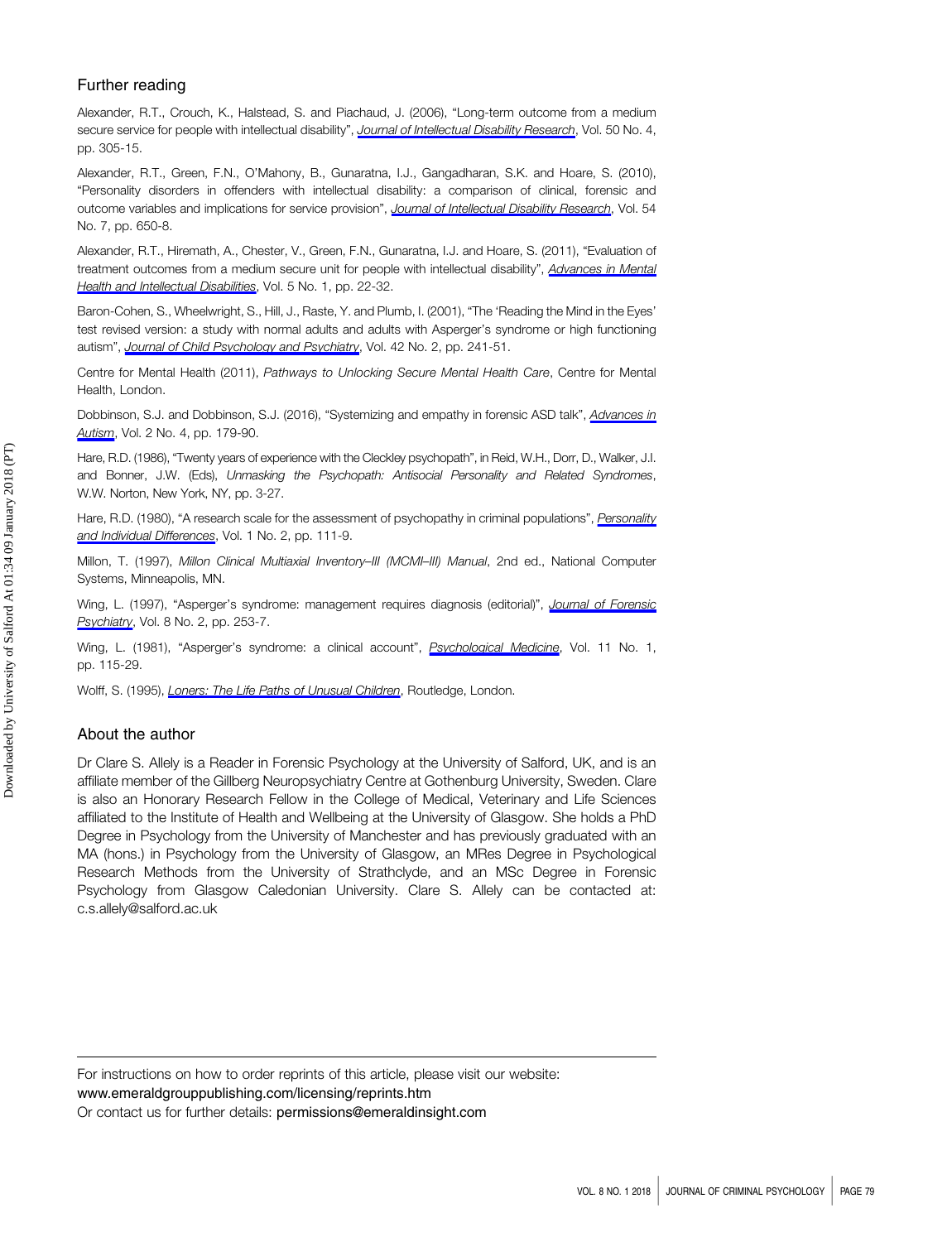## Further reading

Alexander, R.T., Crouch, K., Halstead, S. and Piachaud, J. (2006), "Long-term outcome from a medium secure service for people with intellectual disability", *Journal of Intellectual Disability Research*, Vol. 50 No. 4, pp. 305-15.

Alexander, R.T., Green, F.N., O'Mahony, B., Gunaratna, I.J., Gangadharan, S.K. and Hoare, S. (2010), "Personality disorders in offenders with intellectual disability: a comparison of clinical, forensic and outcome variables and implications for service provision", *Journal of Intellectual Disability Research*, Vol. 54 No. 7, pp. 650-8.

Alexander, R.T., Hiremath, A., Chester, V., Green, F.N., Gunaratna, I.J. and Hoare, S. (2011), "Evaluation of treatment outcomes from a medium secure unit for people with intellectual disability", *Advances in Mental Health and Intellectual Disabilities*, Vol. 5 No. 1, pp. 22-32.

Baron-Cohen, S., Wheelwright, S., Hill, J., Raste, Y. and Plumb, I. (2001), "The 'Reading the Mind in the Eyes' test revised version: a study with normal adults and adults with Asperger's syndrome or high functioning autism", *Journal of Child Psychology and Psychiatry*, Vol. 42 No. 2, pp. 241-51.

Centre for Mental Health (2011), *Pathways to Unlocking Secure Mental Health Care*, Centre for Mental Health, London.

Dobbinson, S.J. and Dobbinson, S.J. (2016), "Systemizing and empathy in forensic ASD talk", *Advances in Autism*, Vol. 2 No. 4, pp. 179-90.

Hare, R.D. (1986), "Twenty years of experience with the Cleckley psychopath", in Reid, W.H., Dorr, D., Walker, J.I. and Bonner, J.W. (Eds), *Unmasking the Psychopath: Antisocial Personality and Related Syndromes*, W.W. Norton, New York, NY, pp. 3-27.

Hare, R.D. (1980), "A research scale for the assessment of psychopathy in criminal populations", *Personality and Individual Differences*, Vol. 1 No. 2, pp. 111-9.

Millon, T. (1997), *Millon Clinical Multiaxial Inventory–III (MCMI–III) Manual*, 2nd ed., National Computer Systems, Minneapolis, MN.

Wing, L. (1997), "Asperger's syndrome: management requires diagnosis (editorial)", *Journal of Forensic Psychiatry*, Vol. 8 No. 2, pp. 253-7.

Wing, L. (1981), "Asperger's syndrome: a clinical account", *Psychological Medicine*, Vol. 11 No. 1, pp. 115-29.

Wolff, S. (1995), *Loners: The Life Paths of Unusual Children*, Routledge, London.

## About the author

Dr Clare S. Allely is a Reader in Forensic Psychology at the University of Salford, UK, and is an affiliate member of the Gillberg Neuropsychiatry Centre at Gothenburg University, Sweden. Clare is also an Honorary Research Fellow in the College of Medical, Veterinary and Life Sciences affiliated to the Institute of Health and Wellbeing at the University of Glasgow. She holds a PhD Degree in Psychology from the University of Manchester and has previously graduated with an MA (hons.) in Psychology from the University of Glasgow, an MRes Degree in Psychological Research Methods from the University of Strathclyde, and an MSc Degree in Forensic Psychology from Glasgow Caledonian University. Clare S. Allely can be contacted at: c.s.allely@salford.ac.uk

---

For instructions on how to order reprints of this article, please visit our website:
www.emeraldgrouppublishing.com/licensing/reprints.htm
Or contact us for further details: permissions@emeraldinsight.com